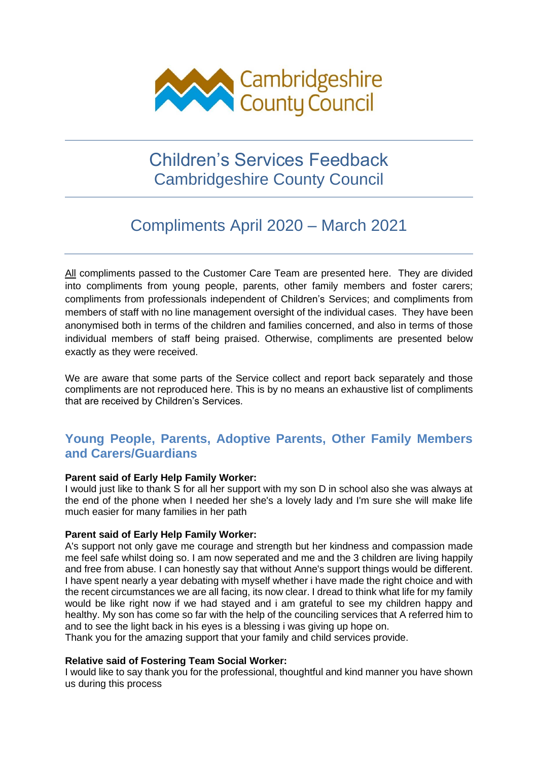Cambridgeshire County Council

# Children's Services Feedback
## Cambridgeshire County Council

# Compliments April 2020 – March 2021

All compliments passed to the Customer Care Team are presented here. They are divided into compliments from young people, parents, other family members and foster carers; compliments from professionals independent of Children's Services; and compliments from members of staff with no line management oversight of the individual cases. They have been anonymised both in terms of the children and families concerned, and also in terms of those individual members of staff being praised. Otherwise, compliments are presented below exactly as they were received.

We are aware that some parts of the Service collect and report back separately and those compliments are not reproduced here. This is by no means an exhaustive list of compliments that are received by Children's Services.

## Young People, Parents, Adoptive Parents, Other Family Members and Carers/Guardians

**Parent said of Early Help Family Worker:**
I would just like to thank S for all her support with my son D in school also she was always at the end of the phone when I needed her she's a lovely lady and I'm sure she will make life much easier for many families in her path

**Parent said of Early Help Family Worker:**
A's support not only gave me courage and strength but her kindness and compassion made me feel safe whilst doing so. I am now seperated and me and the 3 children are living happily and free from abuse. I can honestly say that without Anne's support things would be different. I have spent nearly a year debating with myself whether i have made the right choice and with the recent circumstances we are all facing, its now clear. I dread to think what life for my family would be like right now if we had stayed and i am grateful to see my children happy and healthy. My son has come so far with the help of the counciling services that A referred him to and to see the light back in his eyes is a blessing i was giving up hope on.
Thank you for the amazing support that your family and child services provide.

**Relative said of Fostering Team Social Worker:**
I would like to say thank you for the professional, thoughtful and kind manner you have shown us during this process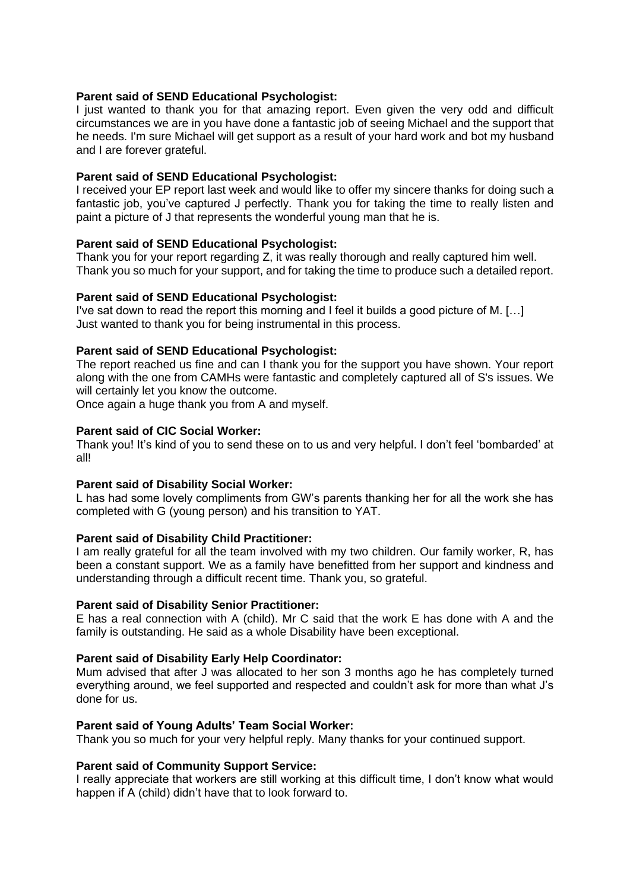**Parent said of SEND Educational Psychologist:**
I just wanted to thank you for that amazing report. Even given the very odd and difficult circumstances we are in you have done a fantastic job of seeing Michael and the support that he needs. I'm sure Michael will get support as a result of your hard work and bot my husband and I are forever grateful.

**Parent said of SEND Educational Psychologist:**
I received your EP report last week and would like to offer my sincere thanks for doing such a fantastic job, you've captured J perfectly. Thank you for taking the time to really listen and paint a picture of J that represents the wonderful young man that he is.

**Parent said of SEND Educational Psychologist:**
Thank you for your report regarding Z, it was really thorough and really captured him well. Thank you so much for your support, and for taking the time to produce such a detailed report.

**Parent said of SEND Educational Psychologist:**
I've sat down to read the report this morning and I feel it builds a good picture of M. […] Just wanted to thank you for being instrumental in this process.

**Parent said of SEND Educational Psychologist:**
The report reached us fine and can I thank you for the support you have shown. Your report along with the one from CAMHs were fantastic and completely captured all of S's issues. We will certainly let you know the outcome.
Once again a huge thank you from A and myself.

**Parent said of CIC Social Worker:**
Thank you! It's kind of you to send these on to us and very helpful. I don't feel 'bombarded' at all!

**Parent said of Disability Social Worker:**
L has had some lovely compliments from GW's parents thanking her for all the work she has completed with G (young person) and his transition to YAT.

**Parent said of Disability Child Practitioner:**
I am really grateful for all the team involved with my two children. Our family worker, R, has been a constant support. We as a family have benefitted from her support and kindness and understanding through a difficult recent time. Thank you, so grateful.

**Parent said of Disability Senior Practitioner:**
E has a real connection with A (child). Mr C said that the work E has done with A and the family is outstanding. He said as a whole Disability have been exceptional.

**Parent said of Disability Early Help Coordinator:**
Mum advised that after J was allocated to her son 3 months ago he has completely turned everything around, we feel supported and respected and couldn't ask for more than what J's done for us.

**Parent said of Young Adults' Team Social Worker:**
Thank you so much for your very helpful reply. Many thanks for your continued support.

**Parent said of Community Support Service:**
I really appreciate that workers are still working at this difficult time, I don't know what would happen if A (child) didn't have that to look forward to.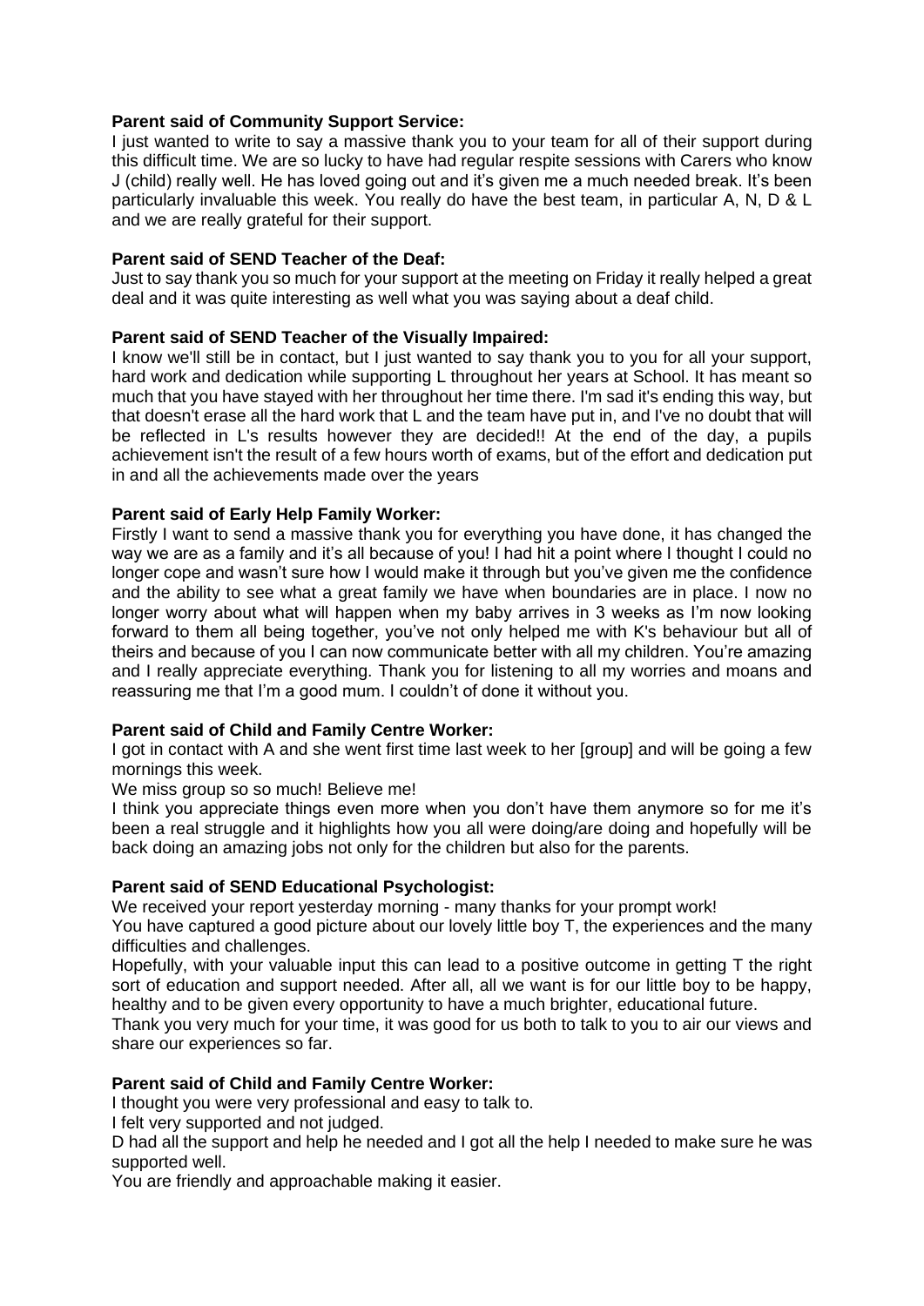**Parent said of Community Support Service:**

I just wanted to write to say a massive thank you to your team for all of their support during this difficult time. We are so lucky to have had regular respite sessions with Carers who know J (child) really well. He has loved going out and it's given me a much needed break. It's been particularly invaluable this week. You really do have the best team, in particular A, N, D & L and we are really grateful for their support.

**Parent said of SEND Teacher of the Deaf:**

Just to say thank you so much for your support at the meeting on Friday it really helped a great deal and it was quite interesting as well what you was saying about a deaf child.

**Parent said of SEND Teacher of the Visually Impaired:**

I know we'll still be in contact, but I just wanted to say thank you to you for all your support, hard work and dedication while supporting L throughout her years at School. It has meant so much that you have stayed with her throughout her time there. I'm sad it's ending this way, but that doesn't erase all the hard work that L and the team have put in, and I've no doubt that will be reflected in L's results however they are decided!! At the end of the day, a pupils achievement isn't the result of a few hours worth of exams, but of the effort and dedication put in and all the achievements made over the years

**Parent said of Early Help Family Worker:**

Firstly I want to send a massive thank you for everything you have done, it has changed the way we are as a family and it's all because of you! I had hit a point where I thought I could no longer cope and wasn't sure how I would make it through but you've given me the confidence and the ability to see what a great family we have when boundaries are in place. I now no longer worry about what will happen when my baby arrives in 3 weeks as I'm now looking forward to them all being together, you've not only helped me with K's behaviour but all of theirs and because of you I can now communicate better with all my children. You're amazing and I really appreciate everything. Thank you for listening to all my worries and moans and reassuring me that I'm a good mum. I couldn't of done it without you.

**Parent said of Child and Family Centre Worker:**

I got in contact with A and she went first time last week to her [group] and will be going a few mornings this week.

We miss group so so much! Believe me!

I think you appreciate things even more when you don't have them anymore so for me it's been a real struggle and it highlights how you all were doing/are doing and hopefully will be back doing an amazing jobs not only for the children but also for the parents.

**Parent said of SEND Educational Psychologist:**

We received your report yesterday morning - many thanks for your prompt work!

You have captured a good picture about our lovely little boy T, the experiences and the many difficulties and challenges.

Hopefully, with your valuable input this can lead to a positive outcome in getting T the right sort of education and support needed. After all, all we want is for our little boy to be happy, healthy and to be given every opportunity to have a much brighter, educational future.

Thank you very much for your time, it was good for us both to talk to you to air our views and share our experiences so far.

**Parent said of Child and Family Centre Worker:**

I thought you were very professional and easy to talk to.

I felt very supported and not judged.

D had all the support and help he needed and I got all the help I needed to make sure he was supported well.

You are friendly and approachable making it easier.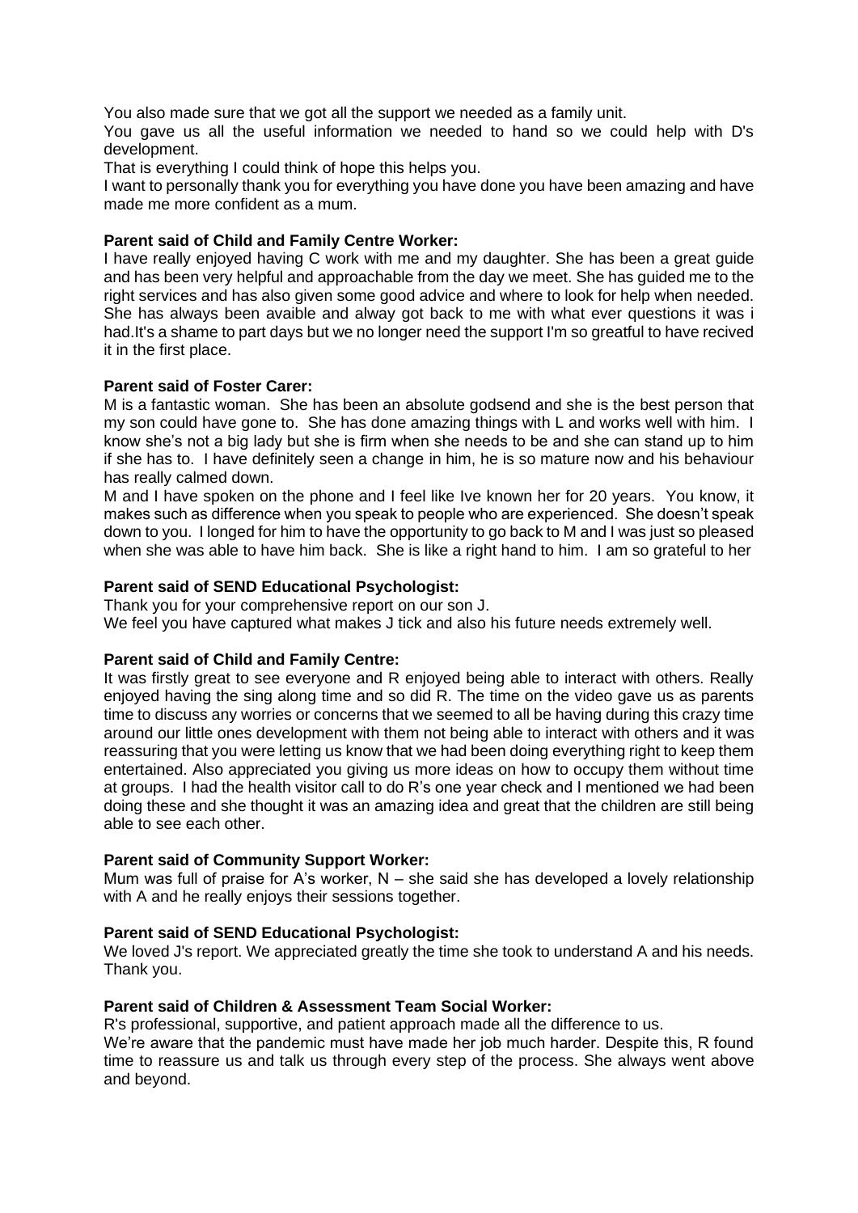You also made sure that we got all the support we needed as a family unit.

You gave us all the useful information we needed to hand so we could help with D's development.

That is everything I could think of hope this helps you.

I want to personally thank you for everything you have done you have been amazing and have made me more confident as a mum.

**Parent said of Child and Family Centre Worker:**

I have really enjoyed having C work with me and my daughter. She has been a great guide and has been very helpful and approachable from the day we meet. She has guided me to the right services and has also given some good advice and where to look for help when needed. She has always been avaible and alway got back to me with what ever questions it was i had.It's a shame to part days but we no longer need the support I'm so greatful to have recived it in the first place.

**Parent said of Foster Carer:**

M is a fantastic woman. She has been an absolute godsend and she is the best person that my son could have gone to. She has done amazing things with L and works well with him. I know she's not a big lady but she is firm when she needs to be and she can stand up to him if she has to. I have definitely seen a change in him, he is so mature now and his behaviour has really calmed down.

M and I have spoken on the phone and I feel like Ive known her for 20 years. You know, it makes such as difference when you speak to people who are experienced. She doesn't speak down to you. I longed for him to have the opportunity to go back to M and I was just so pleased when she was able to have him back. She is like a right hand to him. I am so grateful to her

**Parent said of SEND Educational Psychologist:**

Thank you for your comprehensive report on our son J.

We feel you have captured what makes J tick and also his future needs extremely well.

**Parent said of Child and Family Centre:**

It was firstly great to see everyone and R enjoyed being able to interact with others. Really enjoyed having the sing along time and so did R. The time on the video gave us as parents time to discuss any worries or concerns that we seemed to all be having during this crazy time around our little ones development with them not being able to interact with others and it was reassuring that you were letting us know that we had been doing everything right to keep them entertained. Also appreciated you giving us more ideas on how to occupy them without time at groups. I had the health visitor call to do R's one year check and I mentioned we had been doing these and she thought it was an amazing idea and great that the children are still being able to see each other.

**Parent said of Community Support Worker:**

Mum was full of praise for A's worker, N – she said she has developed a lovely relationship with A and he really enjoys their sessions together.

**Parent said of SEND Educational Psychologist:**

We loved J's report. We appreciated greatly the time she took to understand A and his needs. Thank you.

**Parent said of Children & Assessment Team Social Worker:**

R's professional, supportive, and patient approach made all the difference to us.

We're aware that the pandemic must have made her job much harder. Despite this, R found time to reassure us and talk us through every step of the process. She always went above and beyond.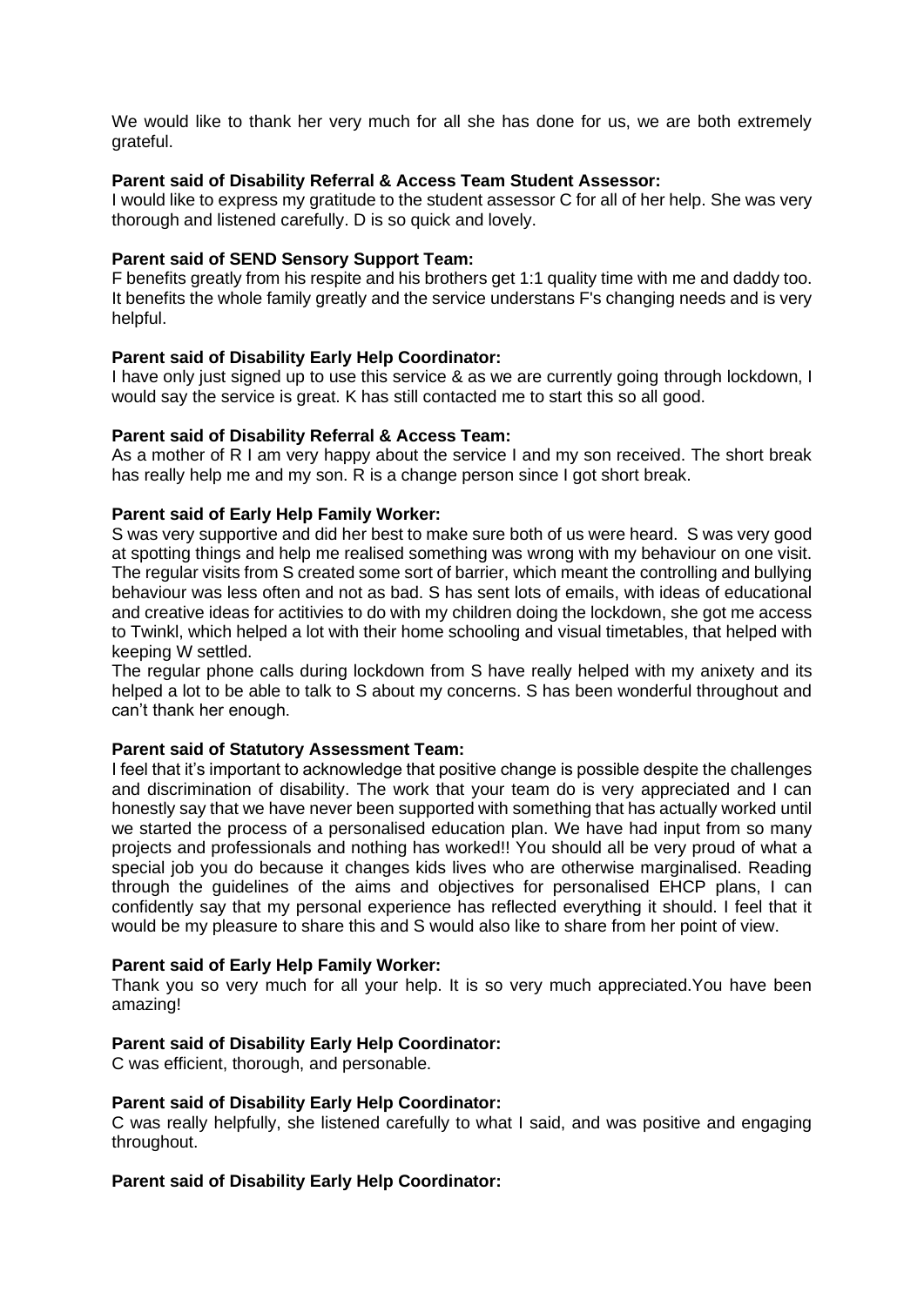We would like to thank her very much for all she has done for us, we are both extremely grateful.

**Parent said of Disability Referral & Access Team Student Assessor:**
I would like to express my gratitude to the student assessor C for all of her help. She was very thorough and listened carefully. D is so quick and lovely.

**Parent said of SEND Sensory Support Team:**
F benefits greatly from his respite and his brothers get 1:1 quality time with me and daddy too. It benefits the whole family greatly and the service understans F's changing needs and is very helpful.

**Parent said of Disability Early Help Coordinator:**
I have only just signed up to use this service & as we are currently going through lockdown, I would say the service is great. K has still contacted me to start this so all good.

**Parent said of Disability Referral & Access Team:**
As a mother of R I am very happy about the service I and my son received. The short break has really help me and my son. R is a change person since I got short break.

**Parent said of Early Help Family Worker:**
S was very supportive and did her best to make sure both of us were heard. S was very good at spotting things and help me realised something was wrong with my behaviour on one visit. The regular visits from S created some sort of barrier, which meant the controlling and bullying behaviour was less often and not as bad. S has sent lots of emails, with ideas of educational and creative ideas for actitivies to do with my children doing the lockdown, she got me access to Twinkl, which helped a lot with their home schooling and visual timetables, that helped with keeping W settled.
The regular phone calls during lockdown from S have really helped with my anixety and its helped a lot to be able to talk to S about my concerns. S has been wonderful throughout and can't thank her enough.

**Parent said of Statutory Assessment Team:**
I feel that it's important to acknowledge that positive change is possible despite the challenges and discrimination of disability. The work that your team do is very appreciated and I can honestly say that we have never been supported with something that has actually worked until we started the process of a personalised education plan. We have had input from so many projects and professionals and nothing has worked!! You should all be very proud of what a special job you do because it changes kids lives who are otherwise marginalised. Reading through the guidelines of the aims and objectives for personalised EHCP plans, I can confidently say that my personal experience has reflected everything it should. I feel that it would be my pleasure to share this and S would also like to share from her point of view.

**Parent said of Early Help Family Worker:**
Thank you so very much for all your help. It is so very much appreciated.You have been amazing!

**Parent said of Disability Early Help Coordinator:**
C was efficient, thorough, and personable.

**Parent said of Disability Early Help Coordinator:**
C was really helpfully, she listened carefully to what I said, and was positive and engaging throughout.

**Parent said of Disability Early Help Coordinator:**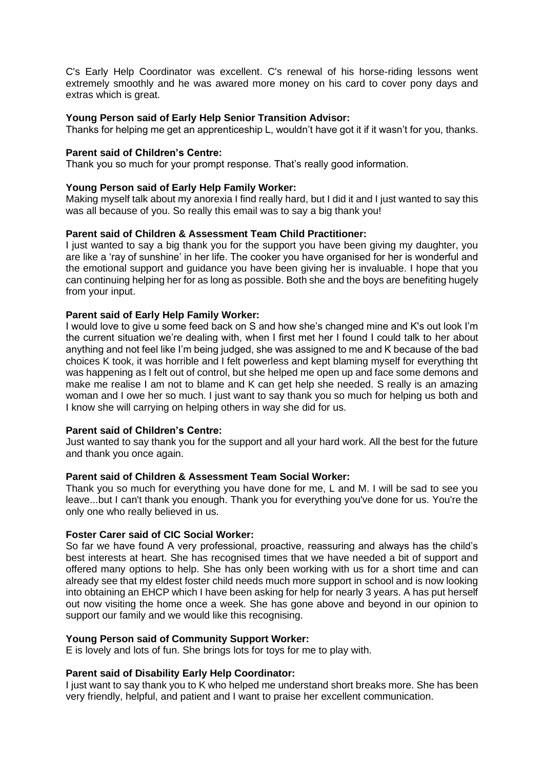C's Early Help Coordinator was excellent. C's renewal of his horse-riding lessons went extremely smoothly and he was awared more money on his card to cover pony days and extras which is great.

**Young Person said of Early Help Senior Transition Advisor:**
Thanks for helping me get an apprenticeship L, wouldn't have got it if it wasn't for you, thanks.

**Parent said of Children's Centre:**
Thank you so much for your prompt response. That's really good information.

**Young Person said of Early Help Family Worker:**
Making myself talk about my anorexia I find really hard, but I did it and I just wanted to say this was all because of you. So really this email was to say a big thank you!

**Parent said of Children & Assessment Team Child Practitioner:**
I just wanted to say a big thank you for the support you have been giving my daughter, you are like a 'ray of sunshine' in her life. The cooker you have organised for her is wonderful and the emotional support and guidance you have been giving her is invaluable. I hope that you can continuing helping her for as long as possible. Both she and the boys are benefiting hugely from your input.

**Parent said of Early Help Family Worker:**
I would love to give u some feed back on S and how she's changed mine and K's out look I'm the current situation we're dealing with, when I first met her I found I could talk to her about anything and not feel like I'm being judged, she was assigned to me and K because of the bad choices K took, it was horrible and I felt powerless and kept blaming myself for everything tht was happening as I felt out of control, but she helped me open up and face some demons and make me realise I am not to blame and K can get help she needed. S really is an amazing woman and I owe her so much. I just want to say thank you so much for helping us both and I know she will carrying on helping others in way she did for us.

**Parent said of Children's Centre:**
Just wanted to say thank you for the support and all your hard work. All the best for the future and thank you once again.

**Parent said of Children & Assessment Team Social Worker:**
Thank you so much for everything you have done for me, L and M. I will be sad to see you leave...but I can't thank you enough. Thank you for everything you've done for us. You're the only one who really believed in us.

**Foster Carer said of CIC Social Worker:**
So far we have found A very professional, proactive, reassuring and always has the child's best interests at heart. She has recognised times that we have needed a bit of support and offered many options to help. She has only been working with us for a short time and can already see that my eldest foster child needs much more support in school and is now looking into obtaining an EHCP which I have been asking for help for nearly 3 years. A has put herself out now visiting the home once a week. She has gone above and beyond in our opinion to support our family and we would like this recognising.

**Young Person said of Community Support Worker:**
E is lovely and lots of fun. She brings lots for toys for me to play with.

**Parent said of Disability Early Help Coordinator:**
I just want to say thank you to K who helped me understand short breaks more. She has been very friendly, helpful, and patient and I want to praise her excellent communication.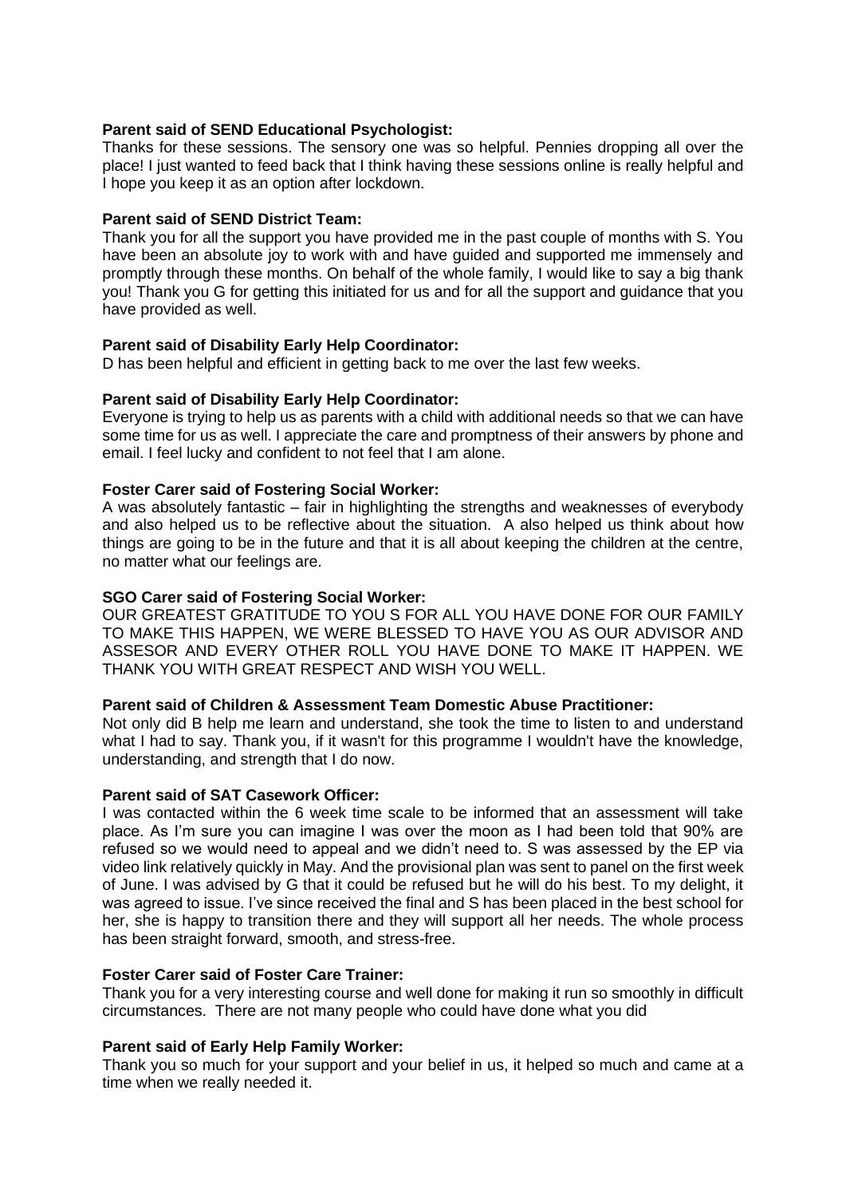**Parent said of SEND Educational Psychologist:**
Thanks for these sessions. The sensory one was so helpful. Pennies dropping all over the place! I just wanted to feed back that I think having these sessions online is really helpful and I hope you keep it as an option after lockdown.

**Parent said of SEND District Team:**
Thank you for all the support you have provided me in the past couple of months with S. You have been an absolute joy to work with and have guided and supported me immensely and promptly through these months. On behalf of the whole family, I would like to say a big thank you! Thank you G for getting this initiated for us and for all the support and guidance that you have provided as well.

**Parent said of Disability Early Help Coordinator:**
D has been helpful and efficient in getting back to me over the last few weeks.

**Parent said of Disability Early Help Coordinator:**
Everyone is trying to help us as parents with a child with additional needs so that we can have some time for us as well. I appreciate the care and promptness of their answers by phone and email. I feel lucky and confident to not feel that I am alone.

**Foster Carer said of Fostering Social Worker:**
A was absolutely fantastic – fair in highlighting the strengths and weaknesses of everybody and also helped us to be reflective about the situation. A also helped us think about how things are going to be in the future and that it is all about keeping the children at the centre, no matter what our feelings are.

**SGO Carer said of Fostering Social Worker:**
OUR GREATEST GRATITUDE TO YOU S FOR ALL YOU HAVE DONE FOR OUR FAMILY TO MAKE THIS HAPPEN, WE WERE BLESSED TO HAVE YOU AS OUR ADVISOR AND ASSESOR AND EVERY OTHER ROLL YOU HAVE DONE TO MAKE IT HAPPEN. WE THANK YOU WITH GREAT RESPECT AND WISH YOU WELL.

**Parent said of Children & Assessment Team Domestic Abuse Practitioner:**
Not only did B help me learn and understand, she took the time to listen to and understand what I had to say. Thank you, if it wasn't for this programme I wouldn't have the knowledge, understanding, and strength that I do now.

**Parent said of SAT Casework Officer:**
I was contacted within the 6 week time scale to be informed that an assessment will take place. As I'm sure you can imagine I was over the moon as I had been told that 90% are refused so we would need to appeal and we didn't need to. S was assessed by the EP via video link relatively quickly in May. And the provisional plan was sent to panel on the first week of June. I was advised by G that it could be refused but he will do his best. To my delight, it was agreed to issue. I've since received the final and S has been placed in the best school for her, she is happy to transition there and they will support all her needs. The whole process has been straight forward, smooth, and stress-free.

**Foster Carer said of Foster Care Trainer:**
Thank you for a very interesting course and well done for making it run so smoothly in difficult circumstances. There are not many people who could have done what you did

**Parent said of Early Help Family Worker:**
Thank you so much for your support and your belief in us, it helped so much and came at a time when we really needed it.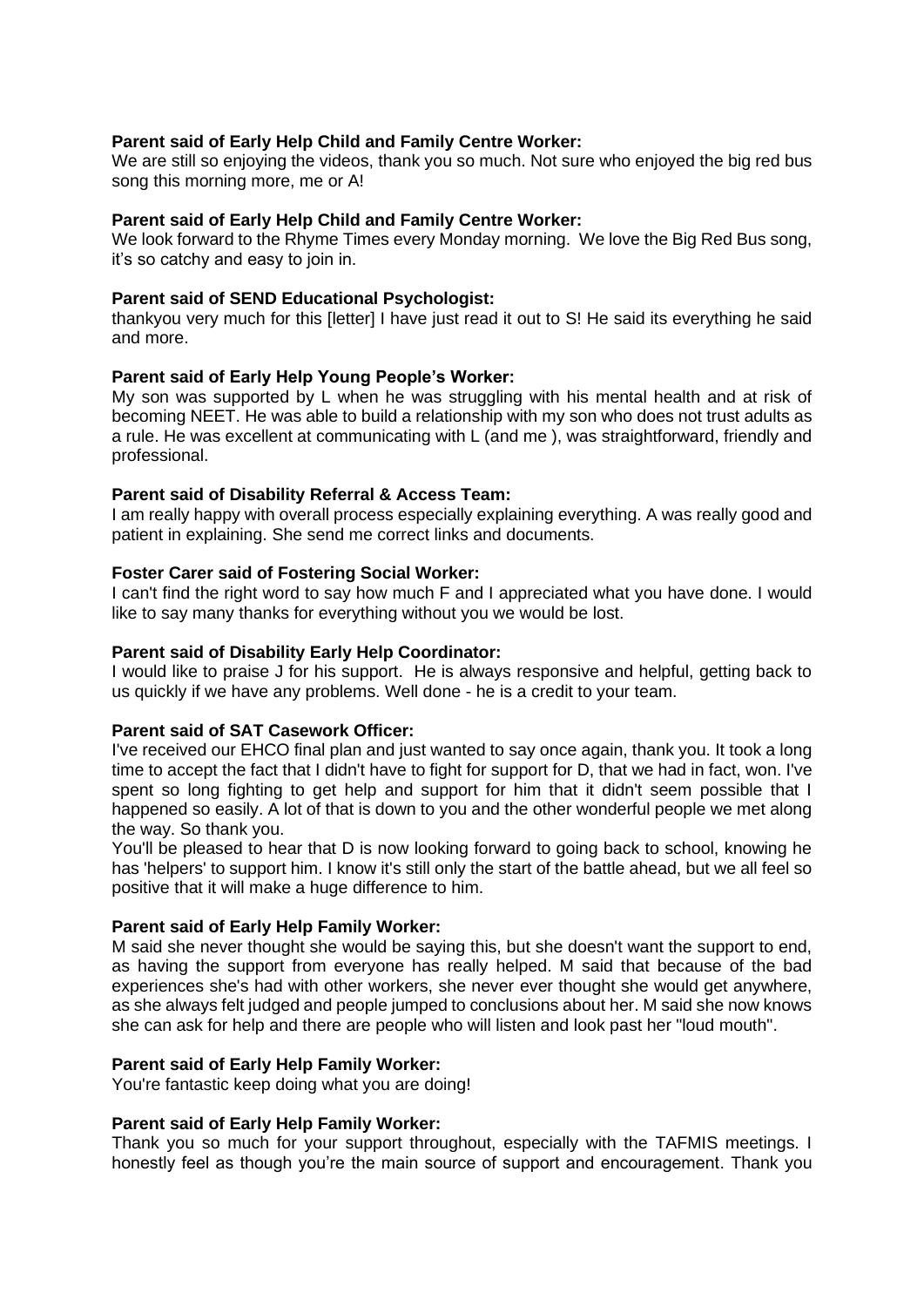**Parent said of Early Help Child and Family Centre Worker:**
We are still so enjoying the videos, thank you so much. Not sure who enjoyed the big red bus song this morning more, me or A!

**Parent said of Early Help Child and Family Centre Worker:**
We look forward to the Rhyme Times every Monday morning. We love the Big Red Bus song, it's so catchy and easy to join in.

**Parent said of SEND Educational Psychologist:**
thankyou very much for this [letter] I have just read it out to S! He said its everything he said and more.

**Parent said of Early Help Young People's Worker:**
My son was supported by L when he was struggling with his mental health and at risk of becoming NEET. He was able to build a relationship with my son who does not trust adults as a rule. He was excellent at communicating with L (and me ), was straightforward, friendly and professional.

**Parent said of Disability Referral & Access Team:**
I am really happy with overall process especially explaining everything. A was really good and patient in explaining. She send me correct links and documents.

**Foster Carer said of Fostering Social Worker:**
I can't find the right word to say how much F and I appreciated what you have done. I would like to say many thanks for everything without you we would be lost.

**Parent said of Disability Early Help Coordinator:**
I would like to praise J for his support. He is always responsive and helpful, getting back to us quickly if we have any problems. Well done - he is a credit to your team.

**Parent said of SAT Casework Officer:**
I've received our EHCO final plan and just wanted to say once again, thank you. It took a long time to accept the fact that I didn't have to fight for support for D, that we had in fact, won. I've spent so long fighting to get help and support for him that it didn't seem possible that I happened so easily. A lot of that is down to you and the other wonderful people we met along the way. So thank you.
You'll be pleased to hear that D is now looking forward to going back to school, knowing he has 'helpers' to support him. I know it's still only the start of the battle ahead, but we all feel so positive that it will make a huge difference to him.

**Parent said of Early Help Family Worker:**
M said she never thought she would be saying this, but she doesn't want the support to end, as having the support from everyone has really helped. M said that because of the bad experiences she's had with other workers, she never ever thought she would get anywhere, as she always felt judged and people jumped to conclusions about her. M said she now knows she can ask for help and there are people who will listen and look past her "loud mouth".

**Parent said of Early Help Family Worker:**
You're fantastic keep doing what you are doing!

**Parent said of Early Help Family Worker:**
Thank you so much for your support throughout, especially with the TAFMIS meetings. I honestly feel as though you're the main source of support and encouragement. Thank you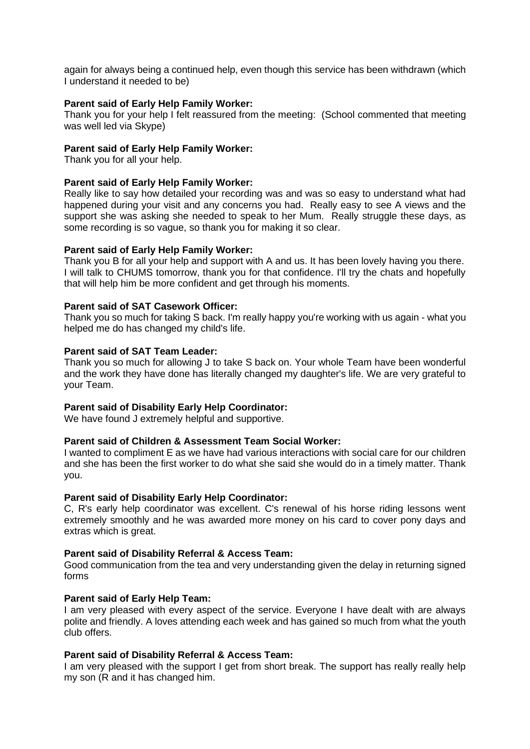again for always being a continued help, even though this service has been withdrawn (which I understand it needed to be)

**Parent said of Early Help Family Worker:**
Thank you for your help I felt reassured from the meeting: (School commented that meeting was well led via Skype)

**Parent said of Early Help Family Worker:**
Thank you for all your help.

**Parent said of Early Help Family Worker:**
Really like to say how detailed your recording was and was so easy to understand what had happened during your visit and any concerns you had. Really easy to see A views and the support she was asking she needed to speak to her Mum. Really struggle these days, as some recording is so vague, so thank you for making it so clear.

**Parent said of Early Help Family Worker:**
Thank you B for all your help and support with A and us. It has been lovely having you there. I will talk to CHUMS tomorrow, thank you for that confidence. I'll try the chats and hopefully that will help him be more confident and get through his moments.

**Parent said of SAT Casework Officer:**
Thank you so much for taking S back. I'm really happy you're working with us again - what you helped me do has changed my child's life.

**Parent said of SAT Team Leader:**
Thank you so much for allowing J to take S back on. Your whole Team have been wonderful and the work they have done has literally changed my daughter's life. We are very grateful to your Team.

**Parent said of Disability Early Help Coordinator:**
We have found J extremely helpful and supportive.

**Parent said of Children & Assessment Team Social Worker:**
I wanted to compliment E as we have had various interactions with social care for our children and she has been the first worker to do what she said she would do in a timely matter. Thank you.

**Parent said of Disability Early Help Coordinator:**
C, R's early help coordinator was excellent. C's renewal of his horse riding lessons went extremely smoothly and he was awarded more money on his card to cover pony days and extras which is great.

**Parent said of Disability Referral & Access Team:**
Good communication from the tea and very understanding given the delay in returning signed forms

**Parent said of Early Help Team:**
I am very pleased with every aspect of the service. Everyone I have dealt with are always polite and friendly. A loves attending each week and has gained so much from what the youth club offers.

**Parent said of Disability Referral & Access Team:**
I am very pleased with the support I get from short break. The support has really really help my son (R and it has changed him.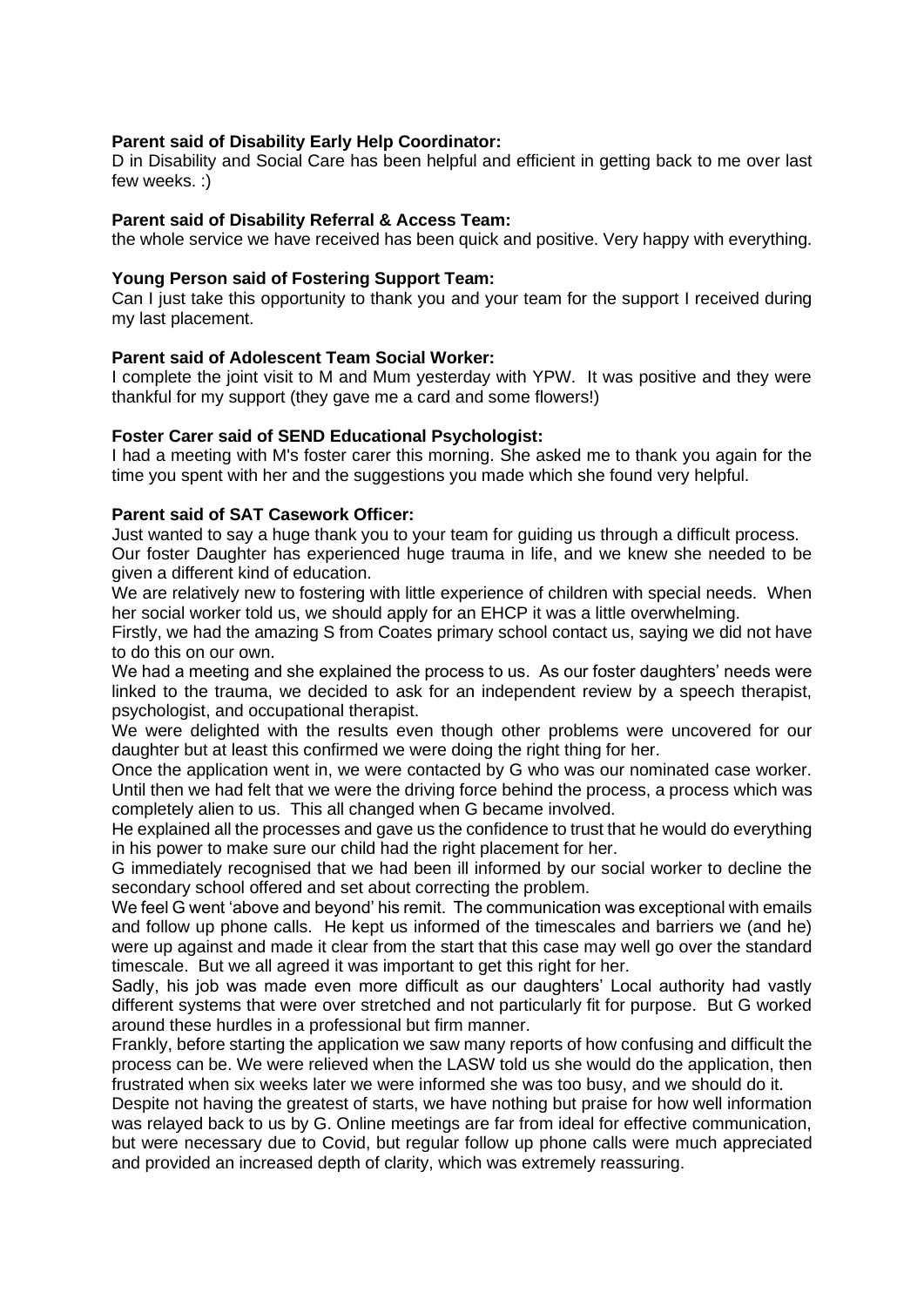**Parent said of Disability Early Help Coordinator:**

D in Disability and Social Care has been helpful and efficient in getting back to me over last few weeks. :)

**Parent said of Disability Referral & Access Team:**

the whole service we have received has been quick and positive. Very happy with everything.

**Young Person said of Fostering Support Team:**

Can I just take this opportunity to thank you and your team for the support I received during my last placement.

**Parent said of Adolescent Team Social Worker:**

I complete the joint visit to M and Mum yesterday with YPW. It was positive and they were thankful for my support (they gave me a card and some flowers!)

**Foster Carer said of SEND Educational Psychologist:**

I had a meeting with M's foster carer this morning. She asked me to thank you again for the time you spent with her and the suggestions you made which she found very helpful.

**Parent said of SAT Casework Officer:**

Just wanted to say a huge thank you to your team for guiding us through a difficult process.

Our foster Daughter has experienced huge trauma in life, and we knew she needed to be given a different kind of education.

We are relatively new to fostering with little experience of children with special needs. When her social worker told us, we should apply for an EHCP it was a little overwhelming.

Firstly, we had the amazing S from Coates primary school contact us, saying we did not have to do this on our own.

We had a meeting and she explained the process to us. As our foster daughters' needs were linked to the trauma, we decided to ask for an independent review by a speech therapist, psychologist, and occupational therapist.

We were delighted with the results even though other problems were uncovered for our daughter but at least this confirmed we were doing the right thing for her.

Once the application went in, we were contacted by G who was our nominated case worker. Until then we had felt that we were the driving force behind the process, a process which was completely alien to us. This all changed when G became involved.

He explained all the processes and gave us the confidence to trust that he would do everything in his power to make sure our child had the right placement for her.

G immediately recognised that we had been ill informed by our social worker to decline the secondary school offered and set about correcting the problem.

We feel G went 'above and beyond' his remit. The communication was exceptional with emails and follow up phone calls. He kept us informed of the timescales and barriers we (and he) were up against and made it clear from the start that this case may well go over the standard timescale. But we all agreed it was important to get this right for her.

Sadly, his job was made even more difficult as our daughters' Local authority had vastly different systems that were over stretched and not particularly fit for purpose. But G worked around these hurdles in a professional but firm manner.

Frankly, before starting the application we saw many reports of how confusing and difficult the process can be. We were relieved when the LASW told us she would do the application, then frustrated when six weeks later we were informed she was too busy, and we should do it.

Despite not having the greatest of starts, we have nothing but praise for how well information was relayed back to us by G. Online meetings are far from ideal for effective communication, but were necessary due to Covid, but regular follow up phone calls were much appreciated and provided an increased depth of clarity, which was extremely reassuring.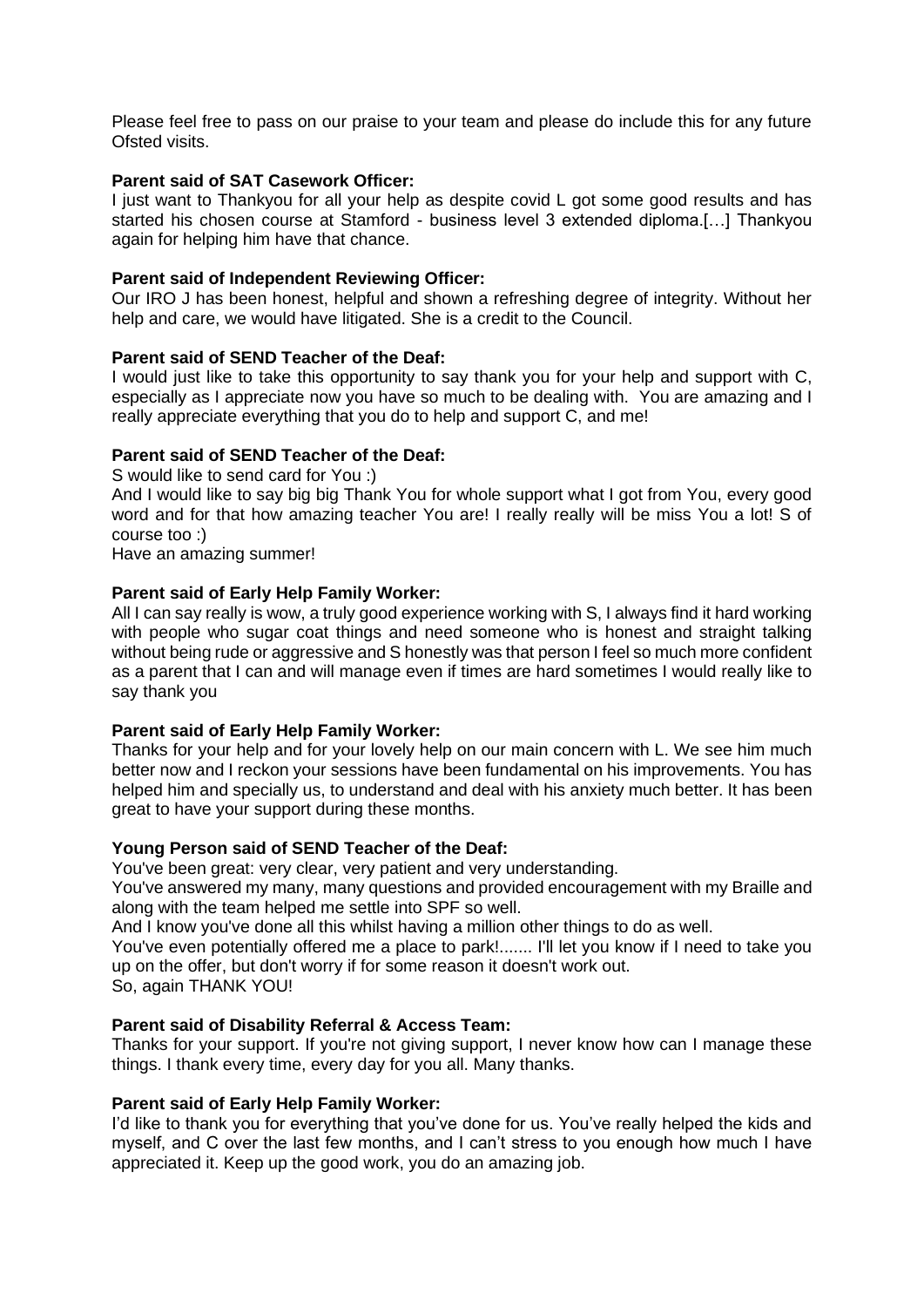Please feel free to pass on our praise to your team and please do include this for any future Ofsted visits.

**Parent said of SAT Casework Officer:**

I just want to Thankyou for all your help as despite covid L got some good results and has started his chosen course at Stamford - business level 3 extended diploma.[…] Thankyou again for helping him have that chance.

**Parent said of Independent Reviewing Officer:**

Our IRO J has been honest, helpful and shown a refreshing degree of integrity. Without her help and care, we would have litigated. She is a credit to the Council.

**Parent said of SEND Teacher of the Deaf:**

I would just like to take this opportunity to say thank you for your help and support with C, especially as I appreciate now you have so much to be dealing with. You are amazing and I really appreciate everything that you do to help and support C, and me!

**Parent said of SEND Teacher of the Deaf:**

S would like to send card for You :)

And I would like to say big big Thank You for whole support what I got from You, every good word and for that how amazing teacher You are! I really really will be miss You a lot! S of course too :)

Have an amazing summer!

**Parent said of Early Help Family Worker:**

All I can say really is wow, a truly good experience working with S, I always find it hard working with people who sugar coat things and need someone who is honest and straight talking without being rude or aggressive and S honestly was that person I feel so much more confident as a parent that I can and will manage even if times are hard sometimes I would really like to say thank you

**Parent said of Early Help Family Worker:**

Thanks for your help and for your lovely help on our main concern with L. We see him much better now and I reckon your sessions have been fundamental on his improvements. You has helped him and specially us, to understand and deal with his anxiety much better. It has been great to have your support during these months.

**Young Person said of SEND Teacher of the Deaf:**

You've been great: very clear, very patient and very understanding.

You've answered my many, many questions and provided encouragement with my Braille and along with the team helped me settle into SPF so well.

And I know you've done all this whilst having a million other things to do as well.

You've even potentially offered me a place to park!....... I'll let you know if I need to take you up on the offer, but don't worry if for some reason it doesn't work out.

So, again THANK YOU!

**Parent said of Disability Referral & Access Team:**

Thanks for your support. If you're not giving support, I never know how can I manage these things. I thank every time, every day for you all. Many thanks.

**Parent said of Early Help Family Worker:**

I'd like to thank you for everything that you've done for us. You've really helped the kids and myself, and C over the last few months, and I can't stress to you enough how much I have appreciated it. Keep up the good work, you do an amazing job.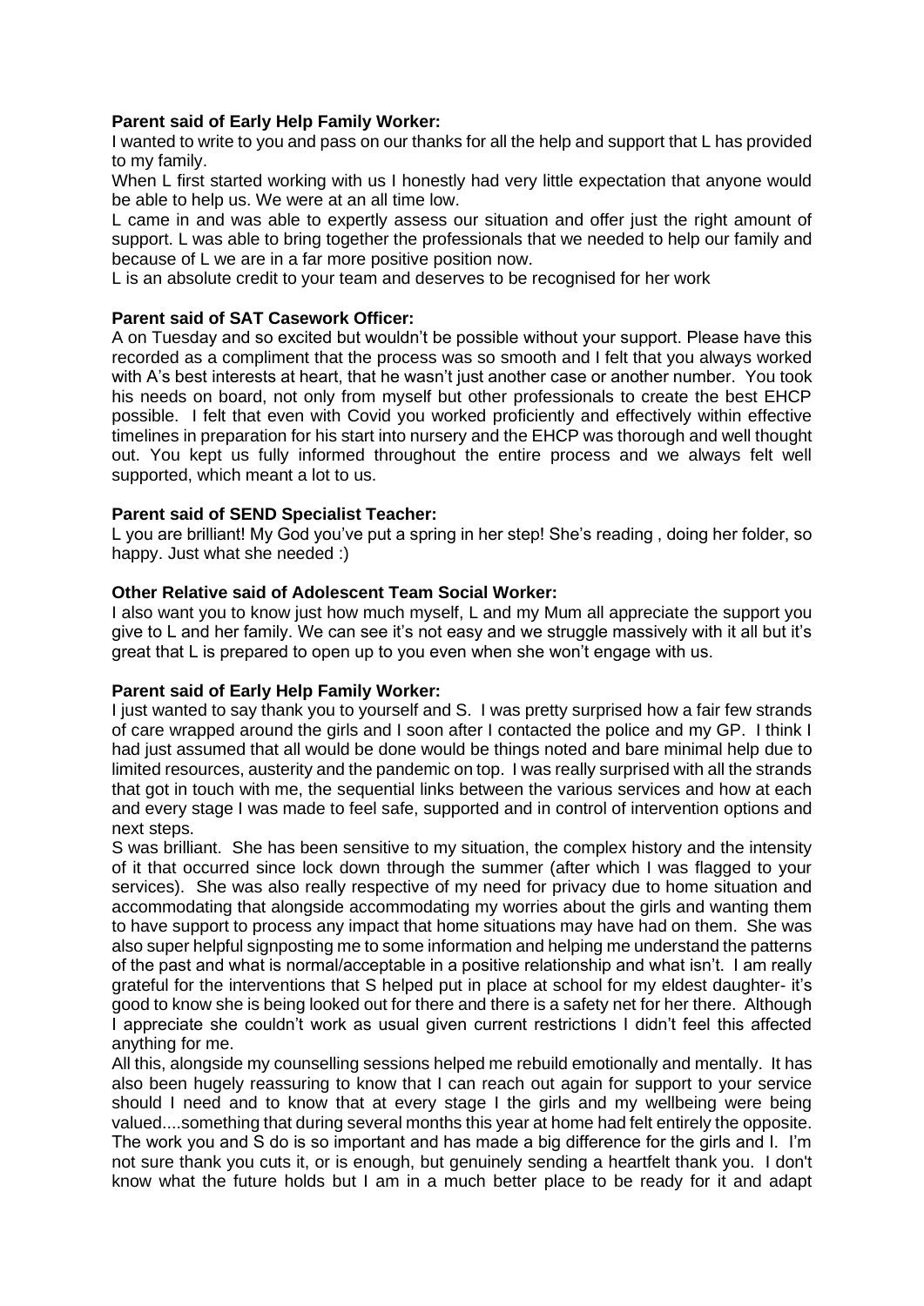**Parent said of Early Help Family Worker:**

I wanted to write to you and pass on our thanks for all the help and support that L has provided to my family.

When L first started working with us I honestly had very little expectation that anyone would be able to help us. We were at an all time low.

L came in and was able to expertly assess our situation and offer just the right amount of support. L was able to bring together the professionals that we needed to help our family and because of L we are in a far more positive position now.

L is an absolute credit to your team and deserves to be recognised for her work

**Parent said of SAT Casework Officer:**

A on Tuesday and so excited but wouldn't be possible without your support. Please have this recorded as a compliment that the process was so smooth and I felt that you always worked with A's best interests at heart, that he wasn't just another case or another number. You took his needs on board, not only from myself but other professionals to create the best EHCP possible. I felt that even with Covid you worked proficiently and effectively within effective timelines in preparation for his start into nursery and the EHCP was thorough and well thought out. You kept us fully informed throughout the entire process and we always felt well supported, which meant a lot to us.

**Parent said of SEND Specialist Teacher:**

L you are brilliant! My God you've put a spring in her step! She's reading , doing her folder, so happy. Just what she needed :)

**Other Relative said of Adolescent Team Social Worker:**

I also want you to know just how much myself, L and my Mum all appreciate the support you give to L and her family. We can see it's not easy and we struggle massively with it all but it's great that L is prepared to open up to you even when she won't engage with us.

**Parent said of Early Help Family Worker:**

I just wanted to say thank you to yourself and S. I was pretty surprised how a fair few strands of care wrapped around the girls and I soon after I contacted the police and my GP. I think I had just assumed that all would be done would be things noted and bare minimal help due to limited resources, austerity and the pandemic on top. I was really surprised with all the strands that got in touch with me, the sequential links between the various services and how at each and every stage I was made to feel safe, supported and in control of intervention options and next steps.

S was brilliant. She has been sensitive to my situation, the complex history and the intensity of it that occurred since lock down through the summer (after which I was flagged to your services). She was also really respective of my need for privacy due to home situation and accommodating that alongside accommodating my worries about the girls and wanting them to have support to process any impact that home situations may have had on them. She was also super helpful signposting me to some information and helping me understand the patterns of the past and what is normal/acceptable in a positive relationship and what isn't. I am really grateful for the interventions that S helped put in place at school for my eldest daughter- it's good to know she is being looked out for there and there is a safety net for her there. Although I appreciate she couldn't work as usual given current restrictions I didn't feel this affected anything for me.

All this, alongside my counselling sessions helped me rebuild emotionally and mentally. It has also been hugely reassuring to know that I can reach out again for support to your service should I need and to know that at every stage I the girls and my wellbeing were being valued....something that during several months this year at home had felt entirely the opposite. The work you and S do is so important and has made a big difference for the girls and I. I'm not sure thank you cuts it, or is enough, but genuinely sending a heartfelt thank you. I don't know what the future holds but I am in a much better place to be ready for it and adapt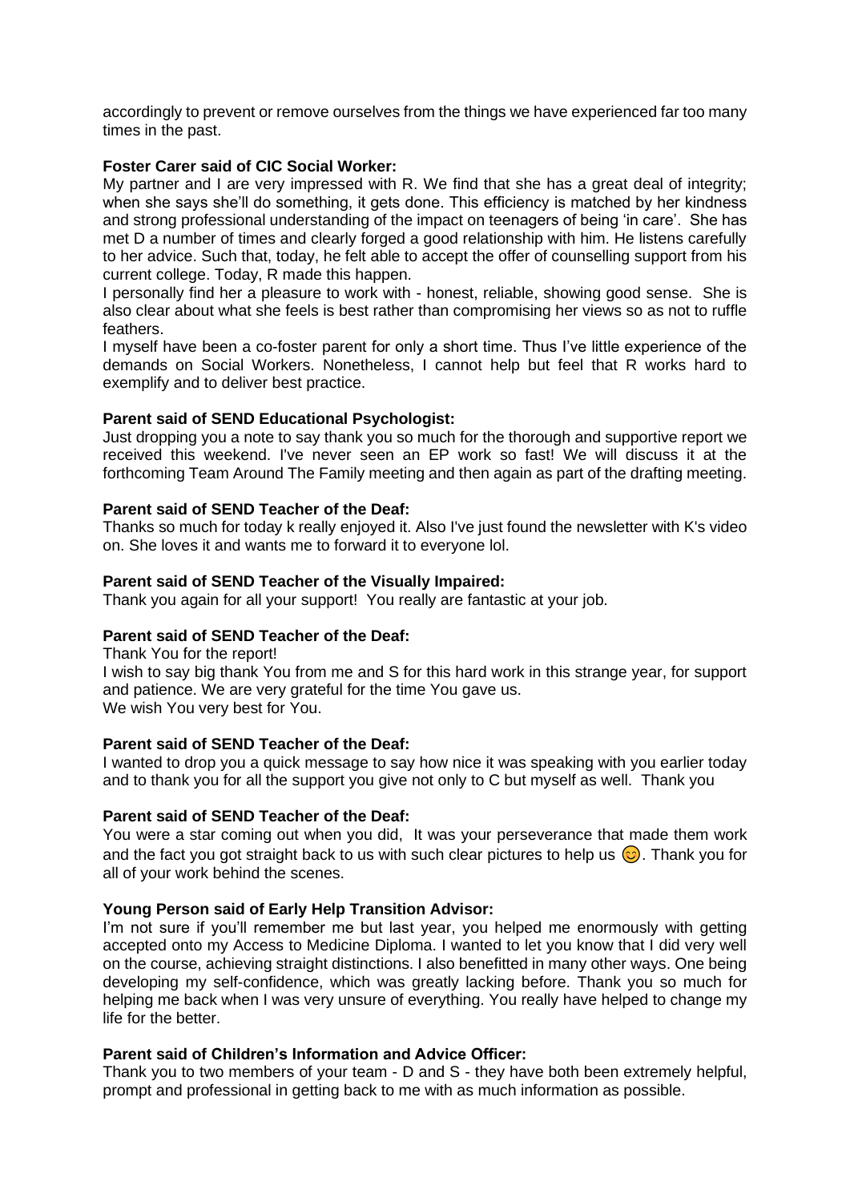accordingly to prevent or remove ourselves from the things we have experienced far too many times in the past.

**Foster Carer said of CIC Social Worker:**

My partner and I are very impressed with R. We find that she has a great deal of integrity; when she says she'll do something, it gets done. This efficiency is matched by her kindness and strong professional understanding of the impact on teenagers of being 'in care'. She has met D a number of times and clearly forged a good relationship with him. He listens carefully to her advice. Such that, today, he felt able to accept the offer of counselling support from his current college. Today, R made this happen.

I personally find her a pleasure to work with - honest, reliable, showing good sense. She is also clear about what she feels is best rather than compromising her views so as not to ruffle feathers.

I myself have been a co-foster parent for only a short time. Thus I've little experience of the demands on Social Workers. Nonetheless, I cannot help but feel that R works hard to exemplify and to deliver best practice.

**Parent said of SEND Educational Psychologist:**

Just dropping you a note to say thank you so much for the thorough and supportive report we received this weekend. I've never seen an EP work so fast! We will discuss it at the forthcoming Team Around The Family meeting and then again as part of the drafting meeting.

**Parent said of SEND Teacher of the Deaf:**

Thanks so much for today k really enjoyed it. Also I've just found the newsletter with K's video on. She loves it and wants me to forward it to everyone lol.

**Parent said of SEND Teacher of the Visually Impaired:**

Thank you again for all your support! You really are fantastic at your job.

**Parent said of SEND Teacher of the Deaf:**

Thank You for the report!

I wish to say big thank You from me and S for this hard work in this strange year, for support and patience. We are very grateful for the time You gave us.

We wish You very best for You.

**Parent said of SEND Teacher of the Deaf:**

I wanted to drop you a quick message to say how nice it was speaking with you earlier today and to thank you for all the support you give not only to C but myself as well. Thank you

**Parent said of SEND Teacher of the Deaf:**

You were a star coming out when you did, It was your perseverance that made them work and the fact you got straight back to us with such clear pictures to help us 😊. Thank you for all of your work behind the scenes.

**Young Person said of Early Help Transition Advisor:**

I'm not sure if you'll remember me but last year, you helped me enormously with getting accepted onto my Access to Medicine Diploma. I wanted to let you know that I did very well on the course, achieving straight distinctions. I also benefitted in many other ways. One being developing my self-confidence, which was greatly lacking before. Thank you so much for helping me back when I was very unsure of everything. You really have helped to change my life for the better.

**Parent said of Children's Information and Advice Officer:**

Thank you to two members of your team - D and S - they have both been extremely helpful, prompt and professional in getting back to me with as much information as possible.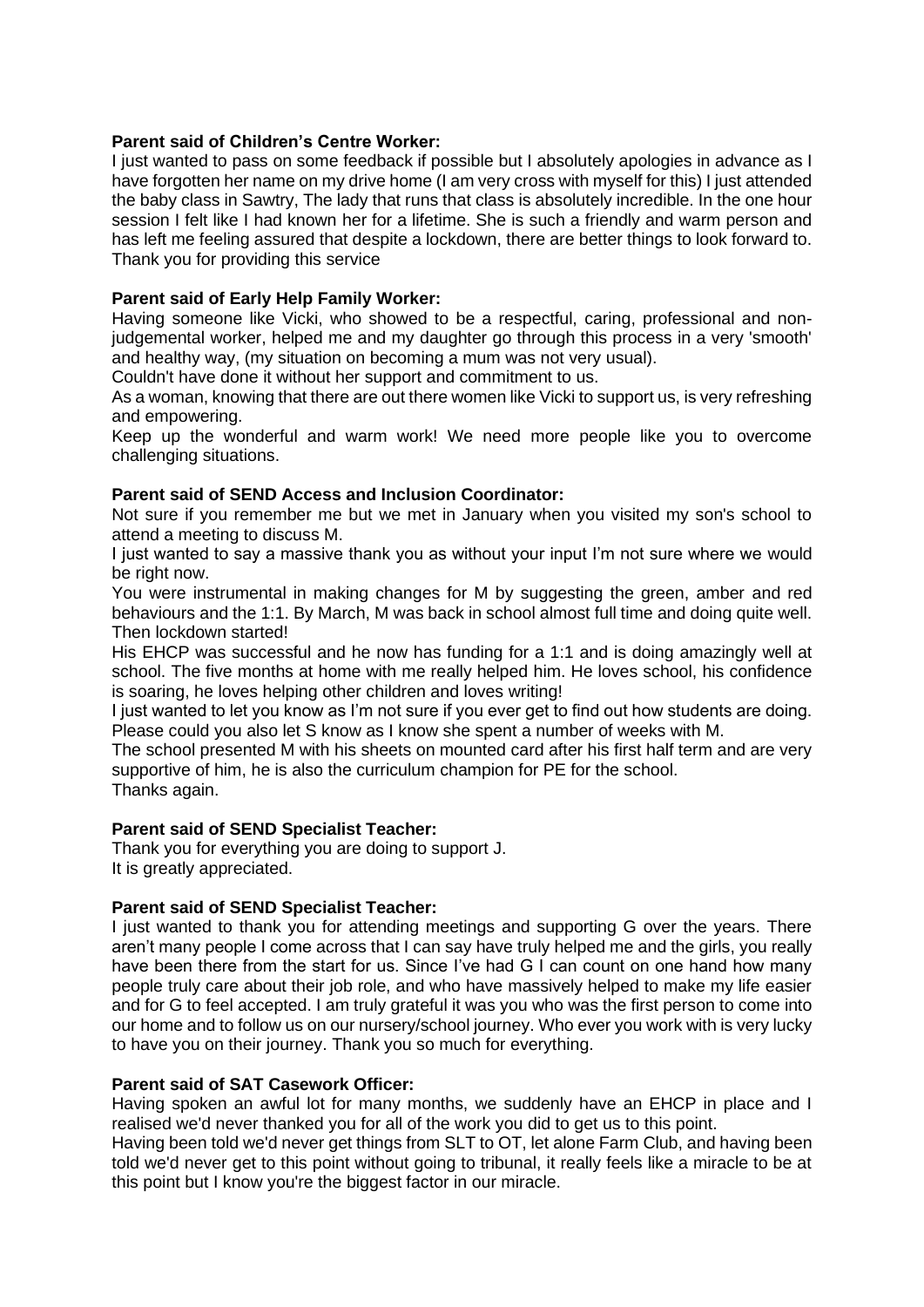**Parent said of Children's Centre Worker:**

I just wanted to pass on some feedback if possible but I absolutely apologies in advance as I have forgotten her name on my drive home (I am very cross with myself for this) I just attended the baby class in Sawtry, The lady that runs that class is absolutely incredible. In the one hour session I felt like I had known her for a lifetime. She is such a friendly and warm person and has left me feeling assured that despite a lockdown, there are better things to look forward to. Thank you for providing this service

**Parent said of Early Help Family Worker:**

Having someone like Vicki, who showed to be a respectful, caring, professional and non-judgemental worker, helped me and my daughter go through this process in a very 'smooth' and healthy way, (my situation on becoming a mum was not very usual).

Couldn't have done it without her support and commitment to us.

As a woman, knowing that there are out there women like Vicki to support us, is very refreshing and empowering.

Keep up the wonderful and warm work! We need more people like you to overcome challenging situations.

**Parent said of SEND Access and Inclusion Coordinator:**

Not sure if you remember me but we met in January when you visited my son's school to attend a meeting to discuss M.

I just wanted to say a massive thank you as without your input I'm not sure where we would be right now.

You were instrumental in making changes for M by suggesting the green, amber and red behaviours and the 1:1. By March, M was back in school almost full time and doing quite well. Then lockdown started!

His EHCP was successful and he now has funding for a 1:1 and is doing amazingly well at school. The five months at home with me really helped him. He loves school, his confidence is soaring, he loves helping other children and loves writing!

I just wanted to let you know as I'm not sure if you ever get to find out how students are doing. Please could you also let S know as I know she spent a number of weeks with M.

The school presented M with his sheets on mounted card after his first half term and are very supportive of him, he is also the curriculum champion for PE for the school.

Thanks again.

**Parent said of SEND Specialist Teacher:**

Thank you for everything you are doing to support J.

It is greatly appreciated.

**Parent said of SEND Specialist Teacher:**

I just wanted to thank you for attending meetings and supporting G over the years. There aren't many people I come across that I can say have truly helped me and the girls, you really have been there from the start for us. Since I've had G I can count on one hand how many people truly care about their job role, and who have massively helped to make my life easier and for G to feel accepted. I am truly grateful it was you who was the first person to come into our home and to follow us on our nursery/school journey. Who ever you work with is very lucky to have you on their journey. Thank you so much for everything.

**Parent said of SAT Casework Officer:**

Having spoken an awful lot for many months, we suddenly have an EHCP in place and I realised we'd never thanked you for all of the work you did to get us to this point.

Having been told we'd never get things from SLT to OT, let alone Farm Club, and having been told we'd never get to this point without going to tribunal, it really feels like a miracle to be at this point but I know you're the biggest factor in our miracle.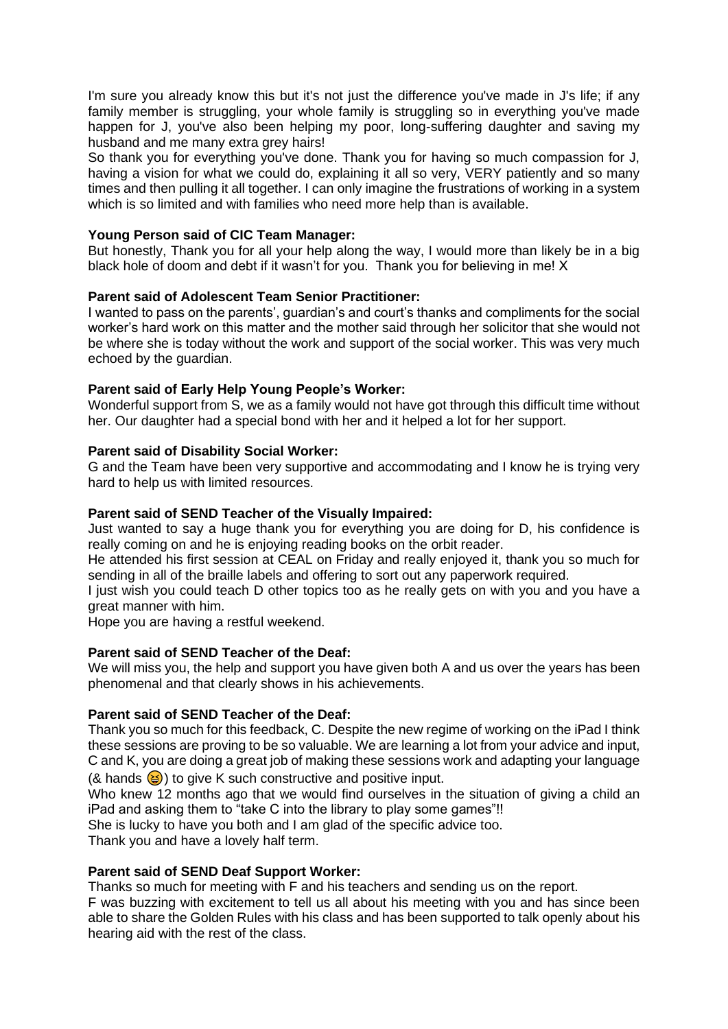I'm sure you already know this but it's not just the difference you've made in J's life; if any family member is struggling, your whole family is struggling so in everything you've made happen for J, you've also been helping my poor, long-suffering daughter and saving my husband and me many extra grey hairs!

So thank you for everything you've done. Thank you for having so much compassion for J, having a vision for what we could do, explaining it all so very, VERY patiently and so many times and then pulling it all together. I can only imagine the frustrations of working in a system which is so limited and with families who need more help than is available.

**Young Person said of CIC Team Manager:**

But honestly, Thank you for all your help along the way, I would more than likely be in a big black hole of doom and debt if it wasn't for you. Thank you for believing in me! X

**Parent said of Adolescent Team Senior Practitioner:**

I wanted to pass on the parents', guardian's and court's thanks and compliments for the social worker's hard work on this matter and the mother said through her solicitor that she would not be where she is today without the work and support of the social worker. This was very much echoed by the guardian.

**Parent said of Early Help Young People's Worker:**

Wonderful support from S, we as a family would not have got through this difficult time without her. Our daughter had a special bond with her and it helped a lot for her support.

**Parent said of Disability Social Worker:**

G and the Team have been very supportive and accommodating and I know he is trying very hard to help us with limited resources.

**Parent said of SEND Teacher of the Visually Impaired:**

Just wanted to say a huge thank you for everything you are doing for D, his confidence is really coming on and he is enjoying reading books on the orbit reader.

He attended his first session at CEAL on Friday and really enjoyed it, thank you so much for sending in all of the braille labels and offering to sort out any paperwork required.

I just wish you could teach D other topics too as he really gets on with you and you have a great manner with him.

Hope you are having a restful weekend.

**Parent said of SEND Teacher of the Deaf:**

We will miss you, the help and support you have given both A and us over the years has been phenomenal and that clearly shows in his achievements.

**Parent said of SEND Teacher of the Deaf:**

Thank you so much for this feedback, C. Despite the new regime of working on the iPad I think these sessions are proving to be so valuable. We are learning a lot from your advice and input, C and K, you are doing a great job of making these sessions work and adapting your language (& hands 😆) to give K such constructive and positive input.

Who knew 12 months ago that we would find ourselves in the situation of giving a child an iPad and asking them to "take C into the library to play some games"!!

She is lucky to have you both and I am glad of the specific advice too.

Thank you and have a lovely half term.

**Parent said of SEND Deaf Support Worker:**

Thanks so much for meeting with F and his teachers and sending us on the report.

F was buzzing with excitement to tell us all about his meeting with you and has since been able to share the Golden Rules with his class and has been supported to talk openly about his hearing aid with the rest of the class.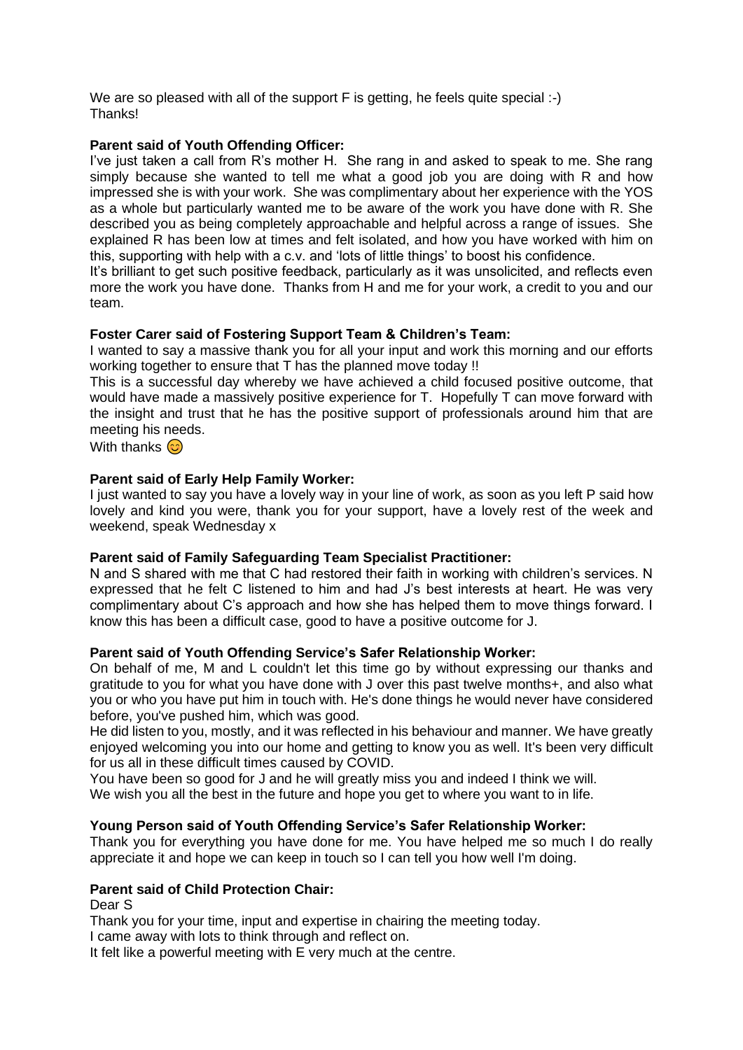We are so pleased with all of the support F is getting, he feels quite special :-)
Thanks!

**Parent said of Youth Offending Officer:**

I've just taken a call from R's mother H. She rang in and asked to speak to me. She rang simply because she wanted to tell me what a good job you are doing with R and how impressed she is with your work. She was complimentary about her experience with the YOS as a whole but particularly wanted me to be aware of the work you have done with R. She described you as being completely approachable and helpful across a range of issues. She explained R has been low at times and felt isolated, and how you have worked with him on this, supporting with help with a c.v. and 'lots of little things' to boost his confidence.

It's brilliant to get such positive feedback, particularly as it was unsolicited, and reflects even more the work you have done. Thanks from H and me for your work, a credit to you and our team.

**Foster Carer said of Fostering Support Team & Children's Team:**

I wanted to say a massive thank you for all your input and work this morning and our efforts working together to ensure that T has the planned move today !!

This is a successful day whereby we have achieved a child focused positive outcome, that would have made a massively positive experience for T. Hopefully T can move forward with the insight and trust that he has the positive support of professionals around him that are meeting his needs.

With thanks 😊

**Parent said of Early Help Family Worker:**

I just wanted to say you have a lovely way in your line of work, as soon as you left P said how lovely and kind you were, thank you for your support, have a lovely rest of the week and weekend, speak Wednesday x

**Parent said of Family Safeguarding Team Specialist Practitioner:**

N and S shared with me that C had restored their faith in working with children's services. N expressed that he felt C listened to him and had J's best interests at heart. He was very complimentary about C's approach and how she has helped them to move things forward. I know this has been a difficult case, good to have a positive outcome for J.

**Parent said of Youth Offending Service's Safer Relationship Worker:**

On behalf of me, M and L couldn't let this time go by without expressing our thanks and gratitude to you for what you have done with J over this past twelve months+, and also what you or who you have put him in touch with. He's done things he would never have considered before, you've pushed him, which was good.

He did listen to you, mostly, and it was reflected in his behaviour and manner. We have greatly enjoyed welcoming you into our home and getting to know you as well. It's been very difficult for us all in these difficult times caused by COVID.

You have been so good for J and he will greatly miss you and indeed I think we will.

We wish you all the best in the future and hope you get to where you want to in life.

**Young Person said of Youth Offending Service's Safer Relationship Worker:**

Thank you for everything you have done for me. You have helped me so much I do really appreciate it and hope we can keep in touch so I can tell you how well I'm doing.

**Parent said of Child Protection Chair:**

Dear S

Thank you for your time, input and expertise in chairing the meeting today.

I came away with lots to think through and reflect on.

It felt like a powerful meeting with E very much at the centre.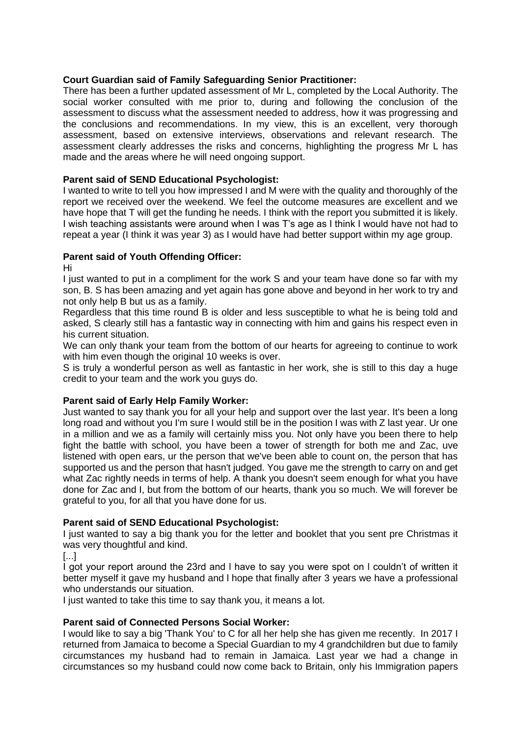**Court Guardian said of Family Safeguarding Senior Practitioner:**
There has been a further updated assessment of Mr L, completed by the Local Authority. The social worker consulted with me prior to, during and following the conclusion of the assessment to discuss what the assessment needed to address, how it was progressing and the conclusions and recommendations. In my view, this is an excellent, very thorough assessment, based on extensive interviews, observations and relevant research. The assessment clearly addresses the risks and concerns, highlighting the progress Mr L has made and the areas where he will need ongoing support.

**Parent said of SEND Educational Psychologist:**
I wanted to write to tell you how impressed I and M were with the quality and thoroughly of the report we received over the weekend. We feel the outcome measures are excellent and we have hope that T will get the funding he needs. I think with the report you submitted it is likely. I wish teaching assistants were around when I was T's age as I think I would have not had to repeat a year (I think it was year 3) as I would have had better support within my age group.

**Parent said of Youth Offending Officer:**
Hi
I just wanted to put in a compliment for the work S and your team have done so far with my son, B. S has been amazing and yet again has gone above and beyond in her work to try and not only help B but us as a family.
Regardless that this time round B is older and less susceptible to what he is being told and asked, S clearly still has a fantastic way in connecting with him and gains his respect even in his current situation.
We can only thank your team from the bottom of our hearts for agreeing to continue to work with him even though the original 10 weeks is over.
S is truly a wonderful person as well as fantastic in her work, she is still to this day a huge credit to your team and the work you guys do.

**Parent said of Early Help Family Worker:**
Just wanted to say thank you for all your help and support over the last year. It's been a long long road and without you I'm sure I would still be in the position I was with Z last year. Ur one in a million and we as a family will certainly miss you. Not only have you been there to help fight the battle with school, you have been a tower of strength for both me and Zac, uve listened with open ears, ur the person that we've been able to count on, the person that has supported us and the person that hasn't judged. You gave me the strength to carry on and get what Zac rightly needs in terms of help. A thank you doesn't seem enough for what you have done for Zac and I, but from the bottom of our hearts, thank you so much. We will forever be grateful to you, for all that you have done for us.

**Parent said of SEND Educational Psychologist:**
I just wanted to say a big thank you for the letter and booklet that you sent pre Christmas it was very thoughtful and kind.
[...]
I got your report around the 23rd and I have to say you were spot on I couldn't of written it better myself it gave my husband and I hope that finally after 3 years we have a professional who understands our situation.
I just wanted to take this time to say thank you, it means a lot.

**Parent said of Connected Persons Social Worker:**
I would like to say a big 'Thank You' to C for all her help she has given me recently. In 2017 I returned from Jamaica to become a Special Guardian to my 4 grandchildren but due to family circumstances my husband had to remain in Jamaica. Last year we had a change in circumstances so my husband could now come back to Britain, only his Immigration papers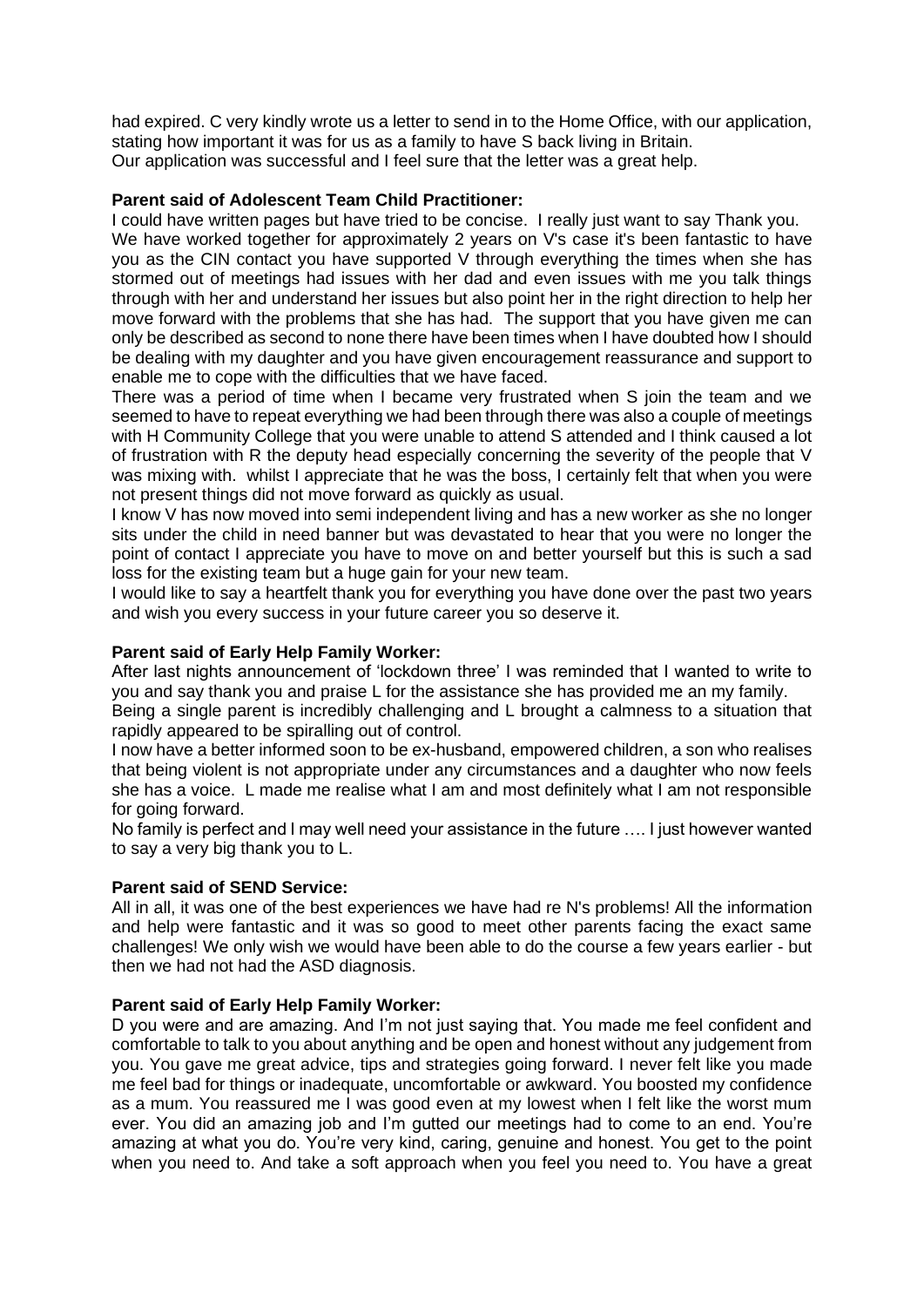had expired. C very kindly wrote us a letter to send in to the Home Office, with our application, stating how important it was for us as a family to have S back living in Britain.
Our application was successful and I feel sure that the letter was a great help.

**Parent said of Adolescent Team Child Practitioner:**

I could have written pages but have tried to be concise. I really just want to say Thank you.
We have worked together for approximately 2 years on V's case it's been fantastic to have you as the CIN contact you have supported V through everything the times when she has stormed out of meetings had issues with her dad and even issues with me you talk things through with her and understand her issues but also point her in the right direction to help her move forward with the problems that she has had. The support that you have given me can only be described as second to none there have been times when I have doubted how I should be dealing with my daughter and you have given encouragement reassurance and support to enable me to cope with the difficulties that we have faced.

There was a period of time when I became very frustrated when S join the team and we seemed to have to repeat everything we had been through there was also a couple of meetings with H Community College that you were unable to attend S attended and I think caused a lot of frustration with R the deputy head especially concerning the severity of the people that V was mixing with. whilst I appreciate that he was the boss, I certainly felt that when you were not present things did not move forward as quickly as usual.

I know V has now moved into semi independent living and has a new worker as she no longer sits under the child in need banner but was devastated to hear that you were no longer the point of contact I appreciate you have to move on and better yourself but this is such a sad loss for the existing team but a huge gain for your new team.

I would like to say a heartfelt thank you for everything you have done over the past two years and wish you every success in your future career you so deserve it.

**Parent said of Early Help Family Worker:**

After last nights announcement of 'lockdown three' I was reminded that I wanted to write to you and say thank you and praise L for the assistance she has provided me an my family.

Being a single parent is incredibly challenging and L brought a calmness to a situation that rapidly appeared to be spiralling out of control.

I now have a better informed soon to be ex-husband, empowered children, a son who realises that being violent is not appropriate under any circumstances and a daughter who now feels she has a voice. L made me realise what I am and most definitely what I am not responsible for going forward.

No family is perfect and I may well need your assistance in the future …. I just however wanted to say a very big thank you to L.

**Parent said of SEND Service:**

All in all, it was one of the best experiences we have had re N's problems! All the information and help were fantastic and it was so good to meet other parents facing the exact same challenges! We only wish we would have been able to do the course a few years earlier - but then we had not had the ASD diagnosis.

**Parent said of Early Help Family Worker:**

D you were and are amazing. And I'm not just saying that. You made me feel confident and comfortable to talk to you about anything and be open and honest without any judgement from you. You gave me great advice, tips and strategies going forward. I never felt like you made me feel bad for things or inadequate, uncomfortable or awkward. You boosted my confidence as a mum. You reassured me I was good even at my lowest when I felt like the worst mum ever. You did an amazing job and I'm gutted our meetings had to come to an end. You're amazing at what you do. You're very kind, caring, genuine and honest. You get to the point when you need to. And take a soft approach when you feel you need to. You have a great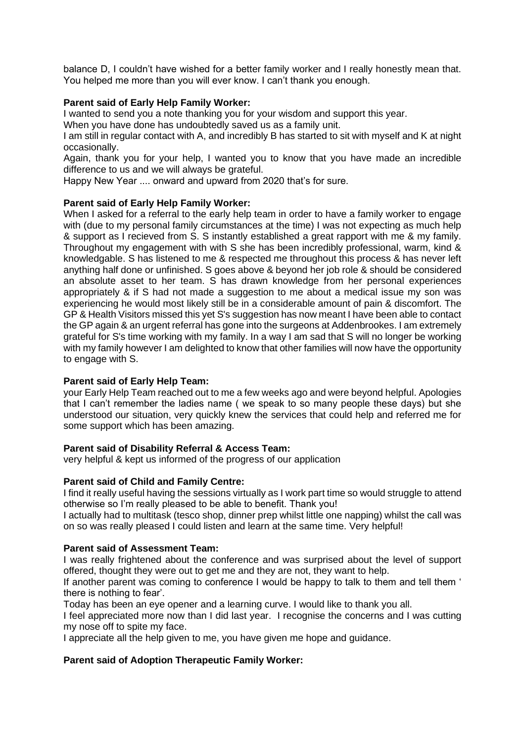balance D, I couldn't have wished for a better family worker and I really honestly mean that. You helped me more than you will ever know. I can't thank you enough.

**Parent said of Early Help Family Worker:**

I wanted to send you a note thanking you for your wisdom and support this year.

When you have done has undoubtedly saved us as a family unit.

I am still in regular contact with A, and incredibly B has started to sit with myself and K at night occasionally.

Again, thank you for your help, I wanted you to know that you have made an incredible difference to us and we will always be grateful.

Happy New Year .... onward and upward from 2020 that's for sure.

**Parent said of Early Help Family Worker:**

When I asked for a referral to the early help team in order to have a family worker to engage with (due to my personal family circumstances at the time) I was not expecting as much help & support as I recieved from S. S instantly established a great rapport with me & my family. Throughout my engagement with with S she has been incredibly professional, warm, kind & knowledgable. S has listened to me & respected me throughout this process & has never left anything half done or unfinished. S goes above & beyond her job role & should be considered an absolute asset to her team. S has drawn knowledge from her personal experiences appropriately & if S had not made a suggestion to me about a medical issue my son was experiencing he would most likely still be in a considerable amount of pain & discomfort. The GP & Health Visitors missed this yet S's suggestion has now meant I have been able to contact the GP again & an urgent referral has gone into the surgeons at Addenbrookes. I am extremely grateful for S's time working with my family. In a way I am sad that S will no longer be working with my family however I am delighted to know that other families will now have the opportunity to engage with S.

**Parent said of Early Help Team:**

your Early Help Team reached out to me a few weeks ago and were beyond helpful. Apologies that I can't remember the ladies name ( we speak to so many people these days) but she understood our situation, very quickly knew the services that could help and referred me for some support which has been amazing.

**Parent said of Disability Referral & Access Team:**

very helpful & kept us informed of the progress of our application

**Parent said of Child and Family Centre:**

I find it really useful having the sessions virtually as I work part time so would struggle to attend otherwise so I'm really pleased to be able to benefit. Thank you!

I actually had to multitask (tesco shop, dinner prep whilst little one napping) whilst the call was on so was really pleased I could listen and learn at the same time. Very helpful!

**Parent said of Assessment Team:**

I was really frightened about the conference and was surprised about the level of support offered, thought they were out to get me and they are not, they want to help.

If another parent was coming to conference I would be happy to talk to them and tell them ' there is nothing to fear'.

Today has been an eye opener and a learning curve. I would like to thank you all.

I feel appreciated more now than I did last year. I recognise the concerns and I was cutting my nose off to spite my face.

I appreciate all the help given to me, you have given me hope and guidance.

**Parent said of Adoption Therapeutic Family Worker:**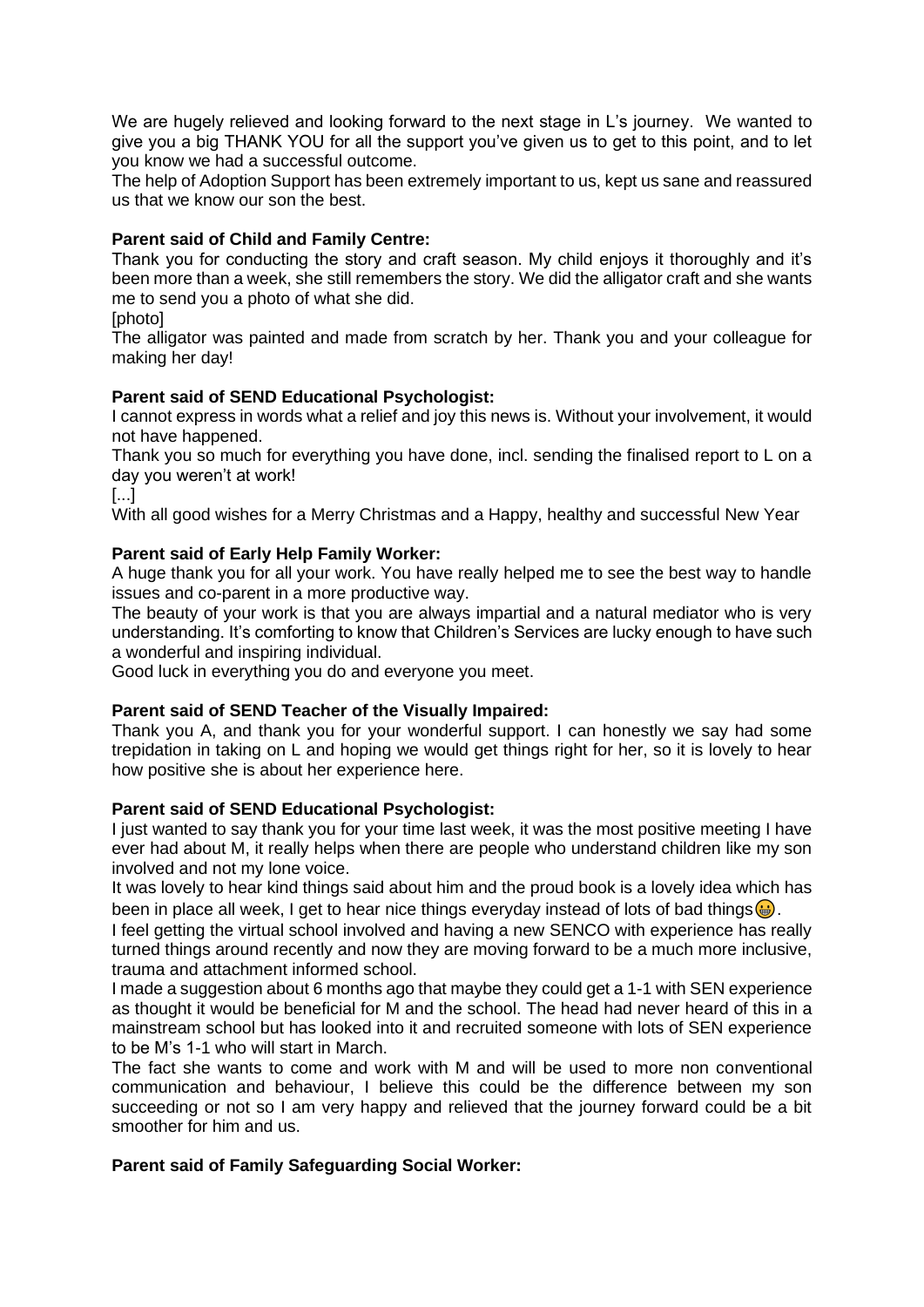We are hugely relieved and looking forward to the next stage in L's journey. We wanted to give you a big THANK YOU for all the support you've given us to get to this point, and to let you know we had a successful outcome.
The help of Adoption Support has been extremely important to us, kept us sane and reassured us that we know our son the best.

**Parent said of Child and Family Centre:**
Thank you for conducting the story and craft season. My child enjoys it thoroughly and it's been more than a week, she still remembers the story. We did the alligator craft and she wants me to send you a photo of what she did.
[photo]
The alligator was painted and made from scratch by her. Thank you and your colleague for making her day!

**Parent said of SEND Educational Psychologist:**
I cannot express in words what a relief and joy this news is. Without your involvement, it would not have happened.
Thank you so much for everything you have done, incl. sending the finalised report to L on a day you weren't at work!
[...]
With all good wishes for a Merry Christmas and a Happy, healthy and successful New Year

**Parent said of Early Help Family Worker:**
A huge thank you for all your work. You have really helped me to see the best way to handle issues and co-parent in a more productive way.
The beauty of your work is that you are always impartial and a natural mediator who is very understanding. It's comforting to know that Children's Services are lucky enough to have such a wonderful and inspiring individual.
Good luck in everything you do and everyone you meet.

**Parent said of SEND Teacher of the Visually Impaired:**
Thank you A, and thank you for your wonderful support. I can honestly we say had some trepidation in taking on L and hoping we would get things right for her, so it is lovely to hear how positive she is about her experience here.

**Parent said of SEND Educational Psychologist:**
I just wanted to say thank you for your time last week, it was the most positive meeting I have ever had about M, it really helps when there are people who understand children like my son involved and not my lone voice.
It was lovely to hear kind things said about him and the proud book is a lovely idea which has been in place all week, I get to hear nice things everyday instead of lots of bad things 😬.
I feel getting the virtual school involved and having a new SENCO with experience has really turned things around recently and now they are moving forward to be a much more inclusive, trauma and attachment informed school.
I made a suggestion about 6 months ago that maybe they could get a 1-1 with SEN experience as thought it would be beneficial for M and the school. The head had never heard of this in a mainstream school but has looked into it and recruited someone with lots of SEN experience to be M's 1-1 who will start in March.
The fact she wants to come and work with M and will be used to more non conventional communication and behaviour, I believe this could be the difference between my son succeeding or not so I am very happy and relieved that the journey forward could be a bit smoother for him and us.

**Parent said of Family Safeguarding Social Worker:**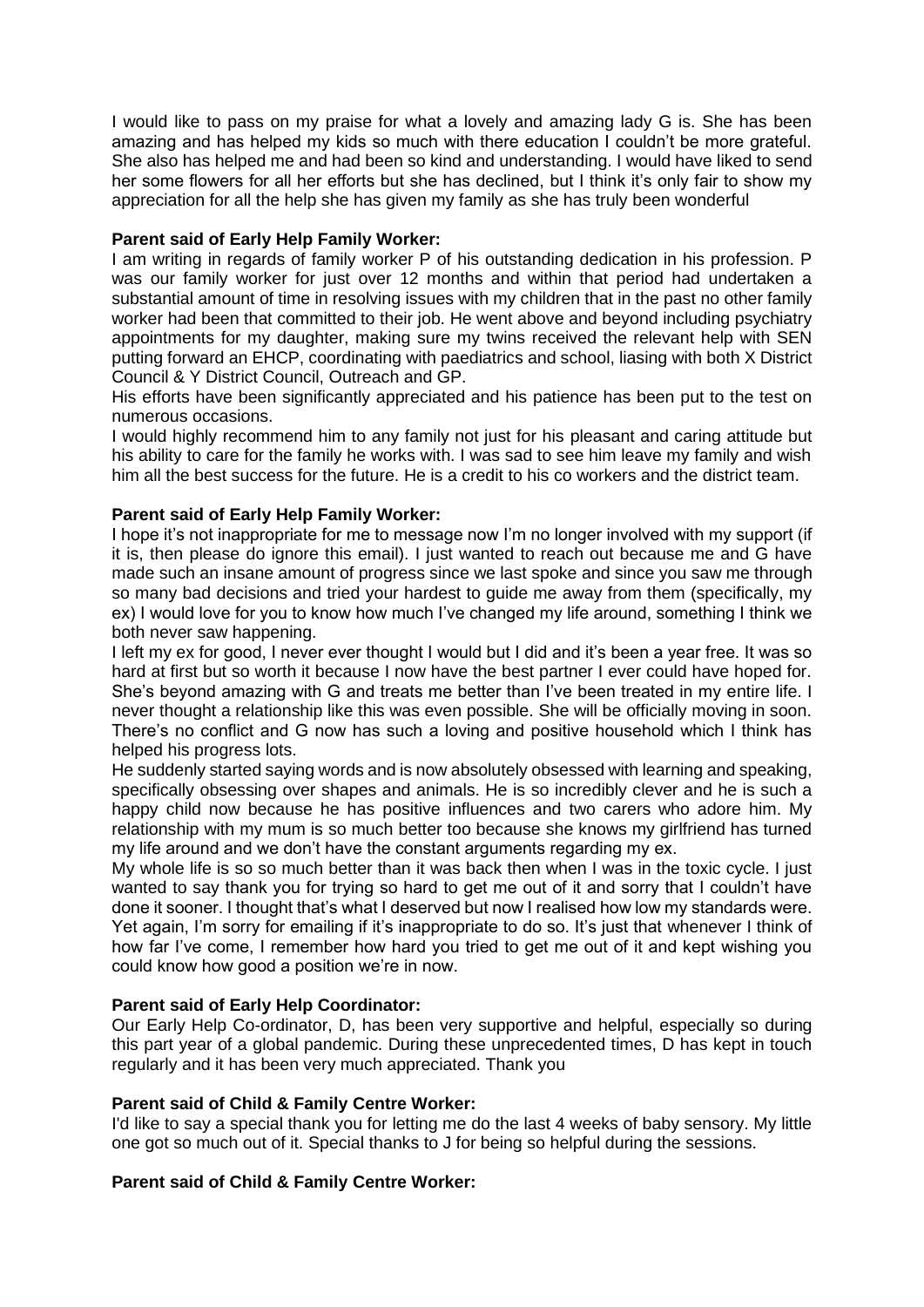I would like to pass on my praise for what a lovely and amazing lady G is. She has been amazing and has helped my kids so much with there education I couldn't be more grateful. She also has helped me and had been so kind and understanding. I would have liked to send her some flowers for all her efforts but she has declined, but I think it's only fair to show my appreciation for all the help she has given my family as she has truly been wonderful

**Parent said of Early Help Family Worker:**

I am writing in regards of family worker P of his outstanding dedication in his profession. P was our family worker for just over 12 months and within that period had undertaken a substantial amount of time in resolving issues with my children that in the past no other family worker had been that committed to their job. He went above and beyond including psychiatry appointments for my daughter, making sure my twins received the relevant help with SEN putting forward an EHCP, coordinating with paediatrics and school, liasing with both X District Council & Y District Council, Outreach and GP.

His efforts have been significantly appreciated and his patience has been put to the test on numerous occasions.

I would highly recommend him to any family not just for his pleasant and caring attitude but his ability to care for the family he works with. I was sad to see him leave my family and wish him all the best success for the future. He is a credit to his co workers and the district team.

**Parent said of Early Help Family Worker:**

I hope it's not inappropriate for me to message now I'm no longer involved with my support (if it is, then please do ignore this email). I just wanted to reach out because me and G have made such an insane amount of progress since we last spoke and since you saw me through so many bad decisions and tried your hardest to guide me away from them (specifically, my ex) I would love for you to know how much I've changed my life around, something I think we both never saw happening.

I left my ex for good, I never ever thought I would but I did and it's been a year free. It was so hard at first but so worth it because I now have the best partner I ever could have hoped for. She's beyond amazing with G and treats me better than I've been treated in my entire life. I never thought a relationship like this was even possible. She will be officially moving in soon. There's no conflict and G now has such a loving and positive household which I think has helped his progress lots.

He suddenly started saying words and is now absolutely obsessed with learning and speaking, specifically obsessing over shapes and animals. He is so incredibly clever and he is such a happy child now because he has positive influences and two carers who adore him. My relationship with my mum is so much better too because she knows my girlfriend has turned my life around and we don't have the constant arguments regarding my ex.

My whole life is so so much better than it was back then when I was in the toxic cycle. I just wanted to say thank you for trying so hard to get me out of it and sorry that I couldn't have done it sooner. I thought that's what I deserved but now I realised how low my standards were. Yet again, I'm sorry for emailing if it's inappropriate to do so. It's just that whenever I think of how far I've come, I remember how hard you tried to get me out of it and kept wishing you could know how good a position we're in now.

**Parent said of Early Help Coordinator:**

Our Early Help Co-ordinator, D, has been very supportive and helpful, especially so during this part year of a global pandemic. During these unprecedented times, D has kept in touch regularly and it has been very much appreciated. Thank you

**Parent said of Child & Family Centre Worker:**

I'd like to say a special thank you for letting me do the last 4 weeks of baby sensory. My little one got so much out of it. Special thanks to J for being so helpful during the sessions.

**Parent said of Child & Family Centre Worker:**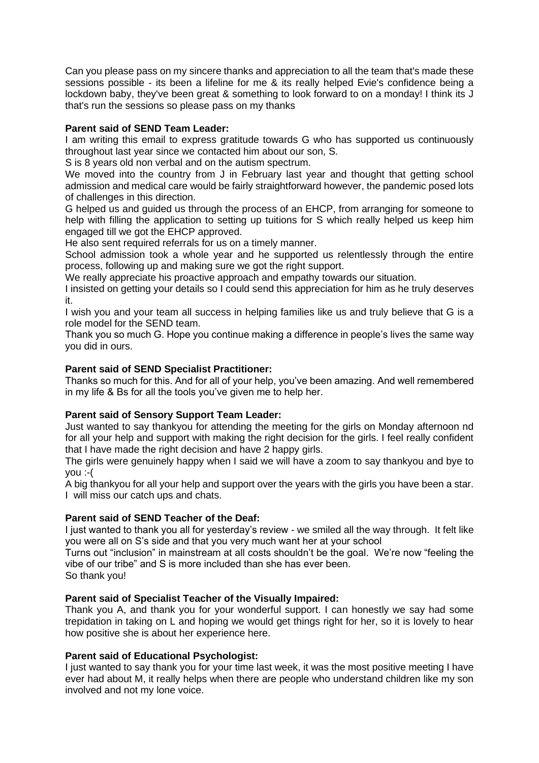Can you please pass on my sincere thanks and appreciation to all the team that's made these sessions possible - its been a lifeline for me & its really helped Evie's confidence being a lockdown baby, they've been great & something to look forward to on a monday! I think its J that's run the sessions so please pass on my thanks

**Parent said of SEND Team Leader:**

I am writing this email to express gratitude towards G who has supported us continuously throughout last year since we contacted him about our son, S.

S is 8 years old non verbal and on the autism spectrum.

We moved into the country from J in February last year and thought that getting school admission and medical care would be fairly straightforward however, the pandemic posed lots of challenges in this direction.

G helped us and guided us through the process of an EHCP, from arranging for someone to help with filling the application to setting up tuitions for S which really helped us keep him engaged till we got the EHCP approved.

He also sent required referrals for us on a timely manner.

School admission took a whole year and he supported us relentlessly through the entire process, following up and making sure we got the right support.

We really appreciate his proactive approach and empathy towards our situation.

I insisted on getting your details so I could send this appreciation for him as he truly deserves it.

I wish you and your team all success in helping families like us and truly believe that G is a role model for the SEND team.

Thank you so much G. Hope you continue making a difference in people's lives the same way you did in ours.

**Parent said of SEND Specialist Practitioner:**

Thanks so much for this. And for all of your help, you've been amazing. And well remembered in my life & Bs for all the tools you've given me to help her.

**Parent said of Sensory Support Team Leader:**

Just wanted to say thankyou for attending the meeting for the girls on Monday afternoon nd for all your help and support with making the right decision for the girls. I feel really confident that I have made the right decision and have 2 happy girls.

The girls were genuinely happy when I said we will have a zoom to say thankyou and bye to you :-(

A big thankyou for all your help and support over the years with the girls you have been a star. I will miss our catch ups and chats.

**Parent said of SEND Teacher of the Deaf:**

I just wanted to thank you all for yesterday's review - we smiled all the way through. It felt like you were all on S's side and that you very much want her at your school

Turns out "inclusion" in mainstream at all costs shouldn't be the goal. We're now "feeling the vibe of our tribe" and S is more included than she has ever been.

So thank you!

**Parent said of Specialist Teacher of the Visually Impaired:**

Thank you A, and thank you for your wonderful support. I can honestly we say had some trepidation in taking on L and hoping we would get things right for her, so it is lovely to hear how positive she is about her experience here.

**Parent said of Educational Psychologist:**

I just wanted to say thank you for your time last week, it was the most positive meeting I have ever had about M, it really helps when there are people who understand children like my son involved and not my lone voice.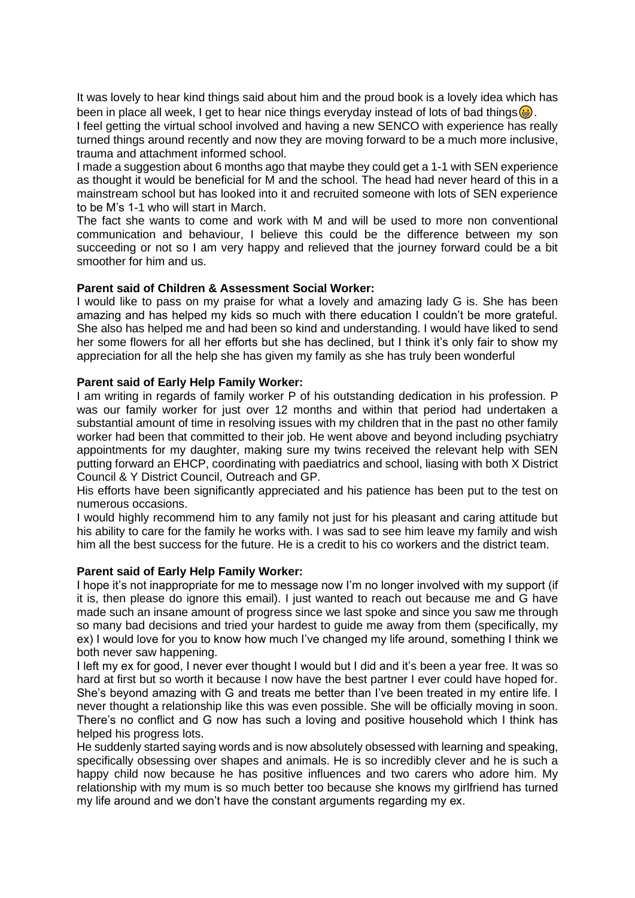It was lovely to hear kind things said about him and the proud book is a lovely idea which has been in place all week, I get to hear nice things everyday instead of lots of bad things 😁.

I feel getting the virtual school involved and having a new SENCO with experience has really turned things around recently and now they are moving forward to be a much more inclusive, trauma and attachment informed school.

I made a suggestion about 6 months ago that maybe they could get a 1-1 with SEN experience as thought it would be beneficial for M and the school. The head had never heard of this in a mainstream school but has looked into it and recruited someone with lots of SEN experience to be M's 1-1 who will start in March.

The fact she wants to come and work with M and will be used to more non conventional communication and behaviour, I believe this could be the difference between my son succeeding or not so I am very happy and relieved that the journey forward could be a bit smoother for him and us.

**Parent said of Children & Assessment Social Worker:**

I would like to pass on my praise for what a lovely and amazing lady G is. She has been amazing and has helped my kids so much with there education I couldn't be more grateful. She also has helped me and had been so kind and understanding. I would have liked to send her some flowers for all her efforts but she has declined, but I think it's only fair to show my appreciation for all the help she has given my family as she has truly been wonderful

**Parent said of Early Help Family Worker:**

I am writing in regards of family worker P of his outstanding dedication in his profession. P was our family worker for just over 12 months and within that period had undertaken a substantial amount of time in resolving issues with my children that in the past no other family worker had been that committed to their job. He went above and beyond including psychiatry appointments for my daughter, making sure my twins received the relevant help with SEN putting forward an EHCP, coordinating with paediatrics and school, liasing with both X District Council & Y District Council, Outreach and GP.

His efforts have been significantly appreciated and his patience has been put to the test on numerous occasions.

I would highly recommend him to any family not just for his pleasant and caring attitude but his ability to care for the family he works with. I was sad to see him leave my family and wish him all the best success for the future. He is a credit to his co workers and the district team.

**Parent said of Early Help Family Worker:**

I hope it's not inappropriate for me to message now I'm no longer involved with my support (if it is, then please do ignore this email). I just wanted to reach out because me and G have made such an insane amount of progress since we last spoke and since you saw me through so many bad decisions and tried your hardest to guide me away from them (specifically, my ex) I would love for you to know how much I've changed my life around, something I think we both never saw happening.

I left my ex for good, I never ever thought I would but I did and it's been a year free. It was so hard at first but so worth it because I now have the best partner I ever could have hoped for. She's beyond amazing with G and treats me better than I've been treated in my entire life. I never thought a relationship like this was even possible. She will be officially moving in soon. There's no conflict and G now has such a loving and positive household which I think has helped his progress lots.

He suddenly started saying words and is now absolutely obsessed with learning and speaking, specifically obsessing over shapes and animals. He is so incredibly clever and he is such a happy child now because he has positive influences and two carers who adore him. My relationship with my mum is so much better too because she knows my girlfriend has turned my life around and we don't have the constant arguments regarding my ex.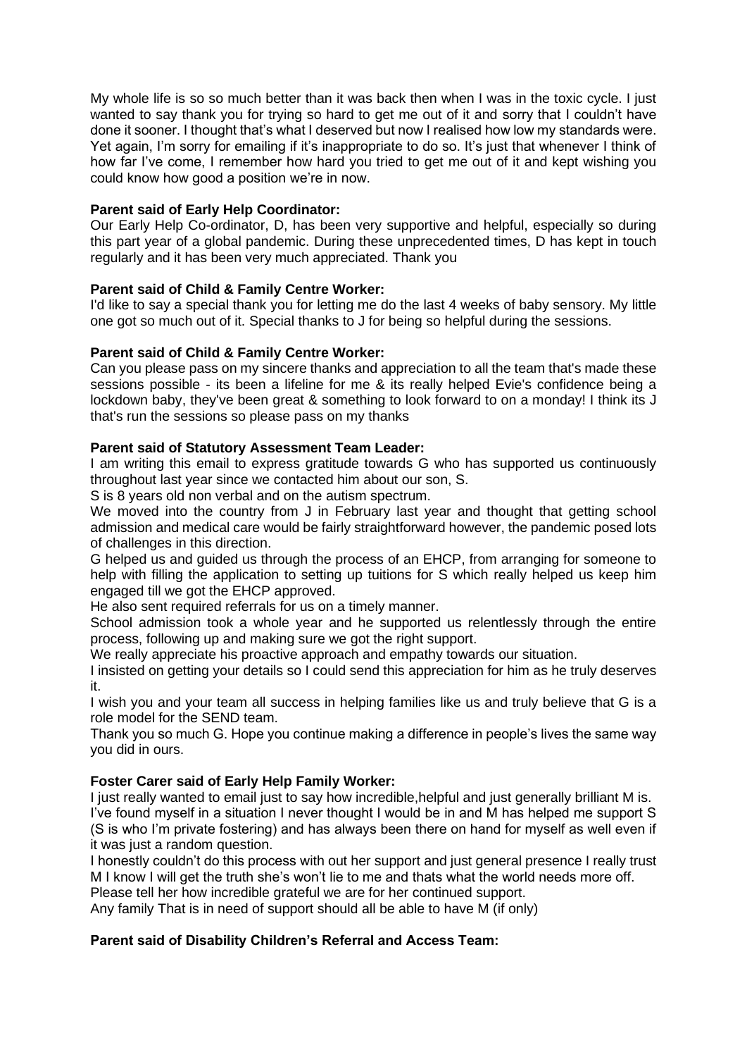My whole life is so so much better than it was back then when I was in the toxic cycle. I just wanted to say thank you for trying so hard to get me out of it and sorry that I couldn't have done it sooner. I thought that's what I deserved but now I realised how low my standards were. Yet again, I'm sorry for emailing if it's inappropriate to do so. It's just that whenever I think of how far I've come, I remember how hard you tried to get me out of it and kept wishing you could know how good a position we're in now.

**Parent said of Early Help Coordinator:**
Our Early Help Co-ordinator, D, has been very supportive and helpful, especially so during this part year of a global pandemic. During these unprecedented times, D has kept in touch regularly and it has been very much appreciated. Thank you

**Parent said of Child & Family Centre Worker:**
I'd like to say a special thank you for letting me do the last 4 weeks of baby sensory. My little one got so much out of it. Special thanks to J for being so helpful during the sessions.

**Parent said of Child & Family Centre Worker:**
Can you please pass on my sincere thanks and appreciation to all the team that's made these sessions possible - its been a lifeline for me & its really helped Evie's confidence being a lockdown baby, they've been great & something to look forward to on a monday! I think its J that's run the sessions so please pass on my thanks

**Parent said of Statutory Assessment Team Leader:**
I am writing this email to express gratitude towards G who has supported us continuously throughout last year since we contacted him about our son, S.

S is 8 years old non verbal and on the autism spectrum.

We moved into the country from J in February last year and thought that getting school admission and medical care would be fairly straightforward however, the pandemic posed lots of challenges in this direction.

G helped us and guided us through the process of an EHCP, from arranging for someone to help with filling the application to setting up tuitions for S which really helped us keep him engaged till we got the EHCP approved.

He also sent required referrals for us on a timely manner.

School admission took a whole year and he supported us relentlessly through the entire process, following up and making sure we got the right support.

We really appreciate his proactive approach and empathy towards our situation.

I insisted on getting your details so I could send this appreciation for him as he truly deserves it.

I wish you and your team all success in helping families like us and truly believe that G is a role model for the SEND team.

Thank you so much G. Hope you continue making a difference in people's lives the same way you did in ours.

**Foster Carer said of Early Help Family Worker:**
I just really wanted to email just to say how incredible,helpful and just generally brilliant M is.

I've found myself in a situation I never thought I would be in and M has helped me support S (S is who I'm private fostering) and has always been there on hand for myself as well even if it was just a random question.

I honestly couldn't do this process with out her support and just general presence I really trust M I know I will get the truth she's won't lie to me and thats what the world needs more off.

Please tell her how incredible grateful we are for her continued support.

Any family That is in need of support should all be able to have M (if only)

**Parent said of Disability Children's Referral and Access Team:**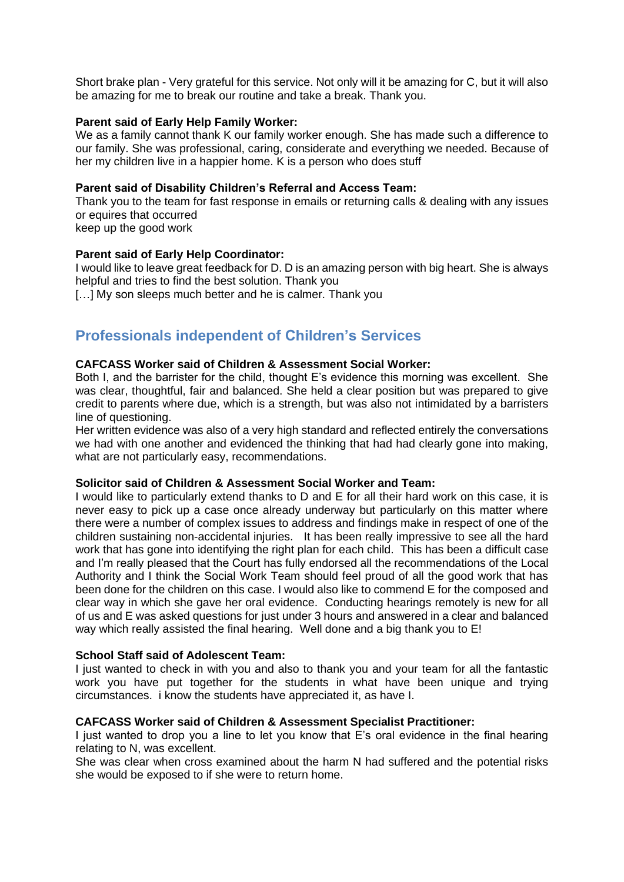Short brake plan - Very grateful for this service. Not only will it be amazing for C, but it will also be amazing for me to break our routine and take a break. Thank you.

**Parent said of Early Help Family Worker:**
We as a family cannot thank K our family worker enough. She has made such a difference to our family. She was professional, caring, considerate and everything we needed. Because of her my children live in a happier home. K is a person who does stuff

**Parent said of Disability Children's Referral and Access Team:**
Thank you to the team for fast response in emails or returning calls & dealing with any issues or equires that occurred
keep up the good work

**Parent said of Early Help Coordinator:**
I would like to leave great feedback for D. D is an amazing person with big heart. She is always helpful and tries to find the best solution. Thank you
[…] My son sleeps much better and he is calmer. Thank you

## Professionals independent of Children's Services

**CAFCASS Worker said of Children & Assessment Social Worker:**
Both I, and the barrister for the child, thought E's evidence this morning was excellent. She was clear, thoughtful, fair and balanced. She held a clear position but was prepared to give credit to parents where due, which is a strength, but was also not intimidated by a barristers line of questioning.
Her written evidence was also of a very high standard and reflected entirely the conversations we had with one another and evidenced the thinking that had had clearly gone into making, what are not particularly easy, recommendations.

**Solicitor said of Children & Assessment Social Worker and Team:**
I would like to particularly extend thanks to D and E for all their hard work on this case, it is never easy to pick up a case once already underway but particularly on this matter where there were a number of complex issues to address and findings make in respect of one of the children sustaining non-accidental injuries. It has been really impressive to see all the hard work that has gone into identifying the right plan for each child. This has been a difficult case and I'm really pleased that the Court has fully endorsed all the recommendations of the Local Authority and I think the Social Work Team should feel proud of all the good work that has been done for the children on this case. I would also like to commend E for the composed and clear way in which she gave her oral evidence. Conducting hearings remotely is new for all of us and E was asked questions for just under 3 hours and answered in a clear and balanced way which really assisted the final hearing. Well done and a big thank you to E!

**School Staff said of Adolescent Team:**
I just wanted to check in with you and also to thank you and your team for all the fantastic work you have put together for the students in what have been unique and trying circumstances. i know the students have appreciated it, as have I.

**CAFCASS Worker said of Children & Assessment Specialist Practitioner:**
I just wanted to drop you a line to let you know that E's oral evidence in the final hearing relating to N, was excellent.
She was clear when cross examined about the harm N had suffered and the potential risks she would be exposed to if she were to return home.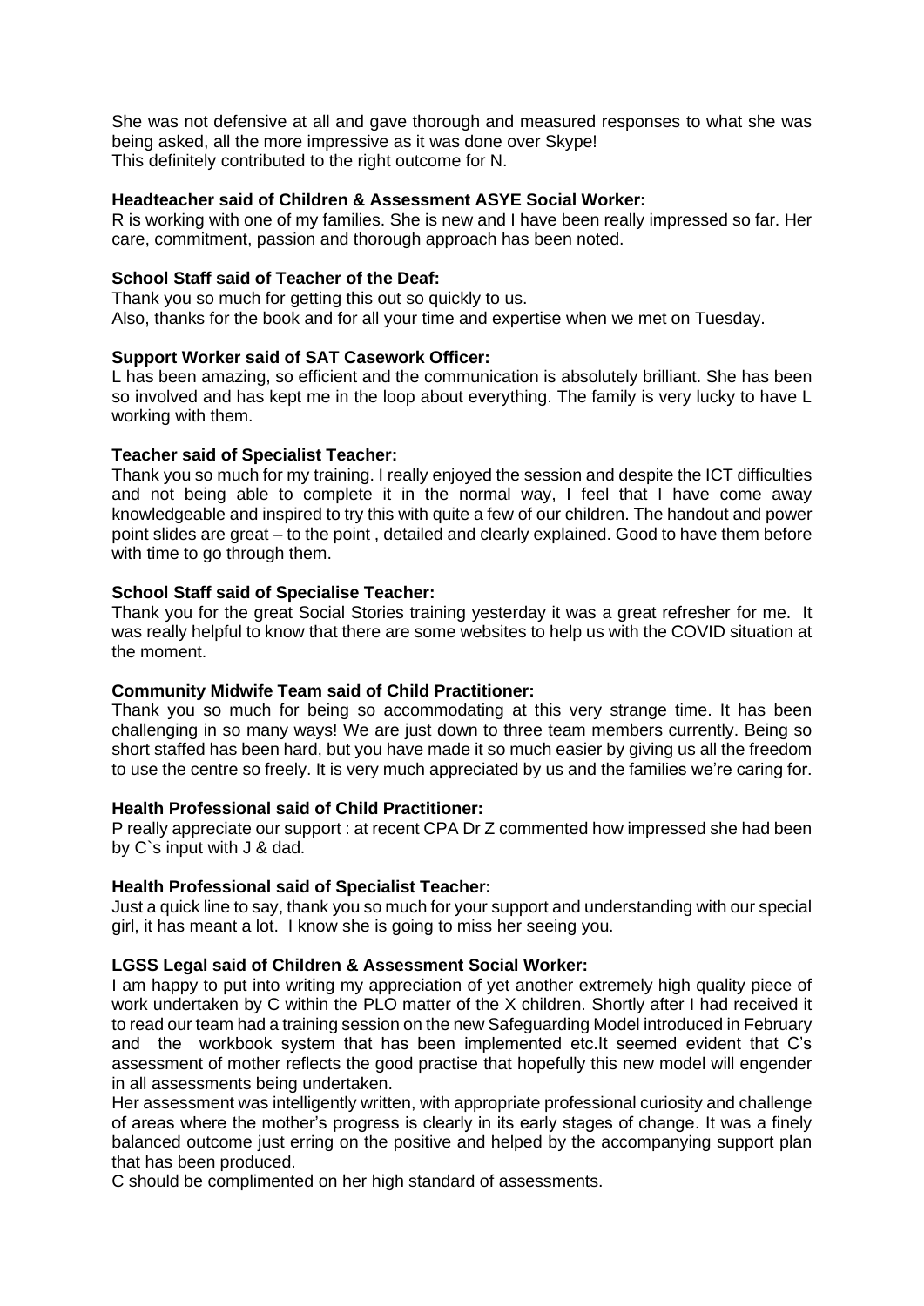She was not defensive at all and gave thorough and measured responses to what she was being asked, all the more impressive as it was done over Skype!
This definitely contributed to the right outcome for N.

**Headteacher said of Children & Assessment ASYE Social Worker:**
R is working with one of my families. She is new and I have been really impressed so far. Her care, commitment, passion and thorough approach has been noted.

**School Staff said of Teacher of the Deaf:**
Thank you so much for getting this out so quickly to us.
Also, thanks for the book and for all your time and expertise when we met on Tuesday.

**Support Worker said of SAT Casework Officer:**
L has been amazing, so efficient and the communication is absolutely brilliant. She has been so involved and has kept me in the loop about everything. The family is very lucky to have L working with them.

**Teacher said of Specialist Teacher:**
Thank you so much for my training. I really enjoyed the session and despite the ICT difficulties and not being able to complete it in the normal way, I feel that I have come away knowledgeable and inspired to try this with quite a few of our children. The handout and power point slides are great – to the point , detailed and clearly explained. Good to have them before with time to go through them.

**School Staff said of Specialise Teacher:**
Thank you for the great Social Stories training yesterday it was a great refresher for me. It was really helpful to know that there are some websites to help us with the COVID situation at the moment.

**Community Midwife Team said of Child Practitioner:**
Thank you so much for being so accommodating at this very strange time. It has been challenging in so many ways! We are just down to three team members currently. Being so short staffed has been hard, but you have made it so much easier by giving us all the freedom to use the centre so freely. It is very much appreciated by us and the families we're caring for.

**Health Professional said of Child Practitioner:**
P really appreciate our support : at recent CPA Dr Z commented how impressed she had been by C`s input with J & dad.

**Health Professional said of Specialist Teacher:**
Just a quick line to say, thank you so much for your support and understanding with our special girl, it has meant a lot. I know she is going to miss her seeing you.

**LGSS Legal said of Children & Assessment Social Worker:**
I am happy to put into writing my appreciation of yet another extremely high quality piece of work undertaken by C within the PLO matter of the X children. Shortly after I had received it to read our team had a training session on the new Safeguarding Model introduced in February and the workbook system that has been implemented etc.It seemed evident that C's assessment of mother reflects the good practise that hopefully this new model will engender in all assessments being undertaken.
Her assessment was intelligently written, with appropriate professional curiosity and challenge of areas where the mother's progress is clearly in its early stages of change. It was a finely balanced outcome just erring on the positive and helped by the accompanying support plan that has been produced.
C should be complimented on her high standard of assessments.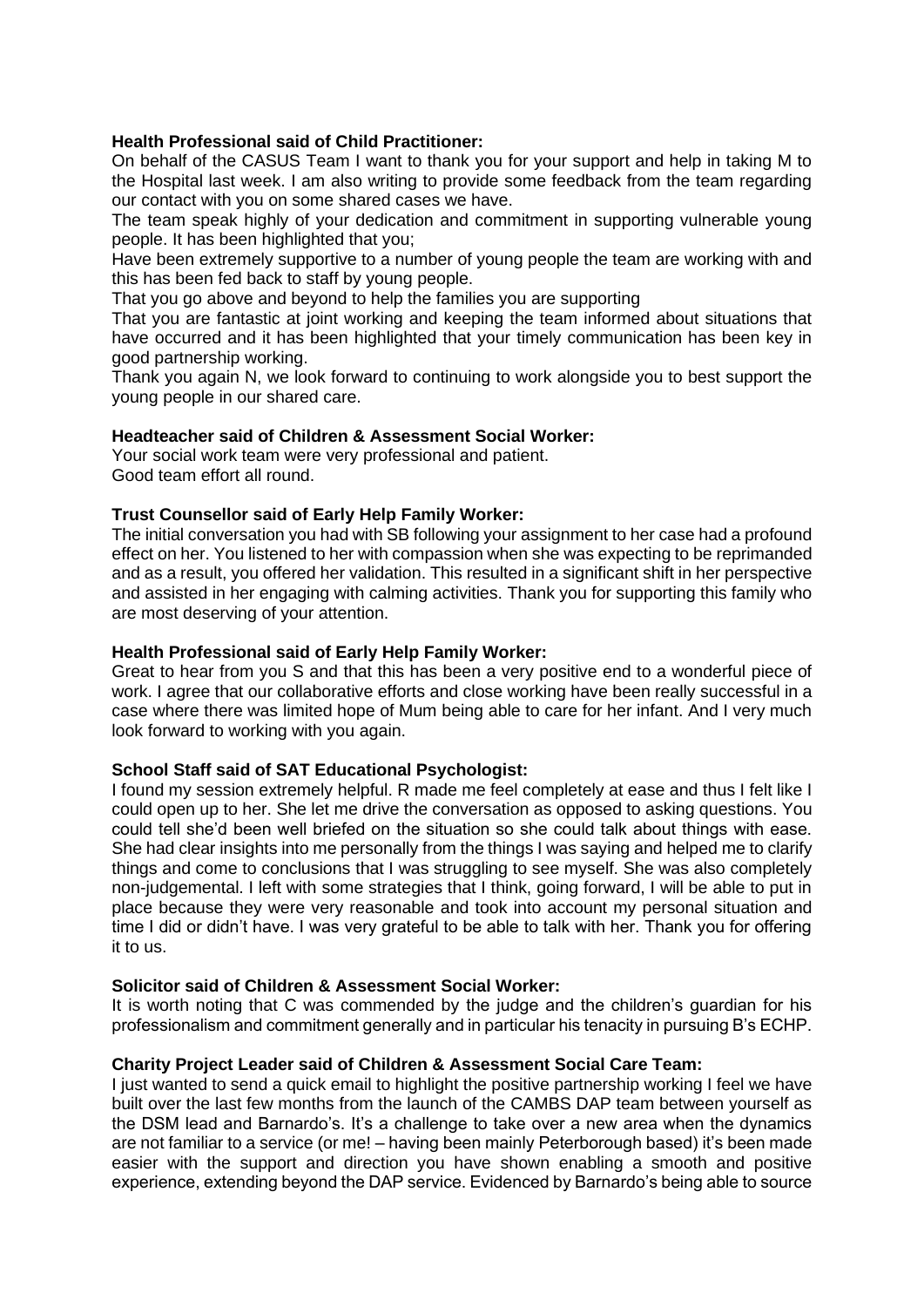**Health Professional said of Child Practitioner:**

On behalf of the CASUS Team I want to thank you for your support and help in taking M to the Hospital last week. I am also writing to provide some feedback from the team regarding our contact with you on some shared cases we have.

The team speak highly of your dedication and commitment in supporting vulnerable young people. It has been highlighted that you;

Have been extremely supportive to a number of young people the team are working with and this has been fed back to staff by young people.

That you go above and beyond to help the families you are supporting

That you are fantastic at joint working and keeping the team informed about situations that have occurred and it has been highlighted that your timely communication has been key in good partnership working.

Thank you again N, we look forward to continuing to work alongside you to best support the young people in our shared care.

**Headteacher said of Children & Assessment Social Worker:**

Your social work team were very professional and patient.
Good team effort all round.

**Trust Counsellor said of Early Help Family Worker:**

The initial conversation you had with SB following your assignment to her case had a profound effect on her. You listened to her with compassion when she was expecting to be reprimanded and as a result, you offered her validation. This resulted in a significant shift in her perspective and assisted in her engaging with calming activities. Thank you for supporting this family who are most deserving of your attention.

**Health Professional said of Early Help Family Worker:**

Great to hear from you S and that this has been a very positive end to a wonderful piece of work. I agree that our collaborative efforts and close working have been really successful in a case where there was limited hope of Mum being able to care for her infant. And I very much look forward to working with you again.

**School Staff said of SAT Educational Psychologist:**

I found my session extremely helpful. R made me feel completely at ease and thus I felt like I could open up to her. She let me drive the conversation as opposed to asking questions. You could tell she'd been well briefed on the situation so she could talk about things with ease. She had clear insights into me personally from the things I was saying and helped me to clarify things and come to conclusions that I was struggling to see myself. She was also completely non-judgemental. I left with some strategies that I think, going forward, I will be able to put in place because they were very reasonable and took into account my personal situation and time I did or didn't have. I was very grateful to be able to talk with her. Thank you for offering it to us.

**Solicitor said of Children & Assessment Social Worker:**

It is worth noting that C was commended by the judge and the children's guardian for his professionalism and commitment generally and in particular his tenacity in pursuing B's ECHP.

**Charity Project Leader said of Children & Assessment Social Care Team:**

I just wanted to send a quick email to highlight the positive partnership working I feel we have built over the last few months from the launch of the CAMBS DAP team between yourself as the DSM lead and Barnardo's. It's a challenge to take over a new area when the dynamics are not familiar to a service (or me! – having been mainly Peterborough based) it's been made easier with the support and direction you have shown enabling a smooth and positive experience, extending beyond the DAP service. Evidenced by Barnardo's being able to source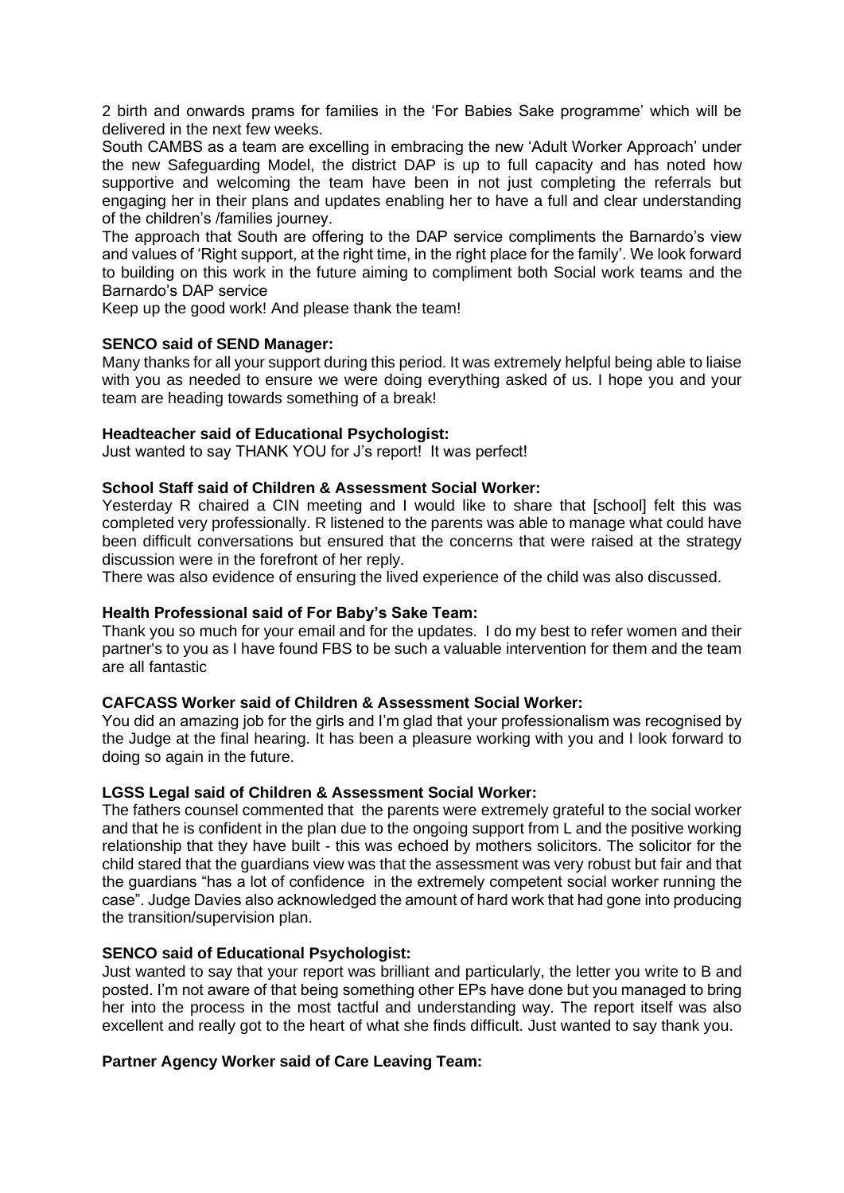2 birth and onwards prams for families in the 'For Babies Sake programme' which will be delivered in the next few weeks.

South CAMBS as a team are excelling in embracing the new 'Adult Worker Approach' under the new Safeguarding Model, the district DAP is up to full capacity and has noted how supportive and welcoming the team have been in not just completing the referrals but engaging her in their plans and updates enabling her to have a full and clear understanding of the children's /families journey.

The approach that South are offering to the DAP service compliments the Barnardo's view and values of 'Right support, at the right time, in the right place for the family'. We look forward to building on this work in the future aiming to compliment both Social work teams and the Barnardo's DAP service

Keep up the good work! And please thank the team!

**SENCO said of SEND Manager:**

Many thanks for all your support during this period. It was extremely helpful being able to liaise with you as needed to ensure we were doing everything asked of us. I hope you and your team are heading towards something of a break!

**Headteacher said of Educational Psychologist:**

Just wanted to say THANK YOU for J's report! It was perfect!

**School Staff said of Children & Assessment Social Worker:**

Yesterday R chaired a CIN meeting and I would like to share that [school] felt this was completed very professionally. R listened to the parents was able to manage what could have been difficult conversations but ensured that the concerns that were raised at the strategy discussion were in the forefront of her reply.

There was also evidence of ensuring the lived experience of the child was also discussed.

**Health Professional said of For Baby's Sake Team:**

Thank you so much for your email and for the updates. I do my best to refer women and their partner's to you as I have found FBS to be such a valuable intervention for them and the team are all fantastic

**CAFCASS Worker said of Children & Assessment Social Worker:**

You did an amazing job for the girls and I'm glad that your professionalism was recognised by the Judge at the final hearing. It has been a pleasure working with you and I look forward to doing so again in the future.

**LGSS Legal said of Children & Assessment Social Worker:**

The fathers counsel commented that the parents were extremely grateful to the social worker and that he is confident in the plan due to the ongoing support from L and the positive working relationship that they have built - this was echoed by mothers solicitors. The solicitor for the child stared that the guardians view was that the assessment was very robust but fair and that the guardians "has a lot of confidence in the extremely competent social worker running the case". Judge Davies also acknowledged the amount of hard work that had gone into producing the transition/supervision plan.

**SENCO said of Educational Psychologist:**

Just wanted to say that your report was brilliant and particularly, the letter you write to B and posted. I'm not aware of that being something other EPs have done but you managed to bring her into the process in the most tactful and understanding way. The report itself was also excellent and really got to the heart of what she finds difficult. Just wanted to say thank you.

**Partner Agency Worker said of Care Leaving Team:**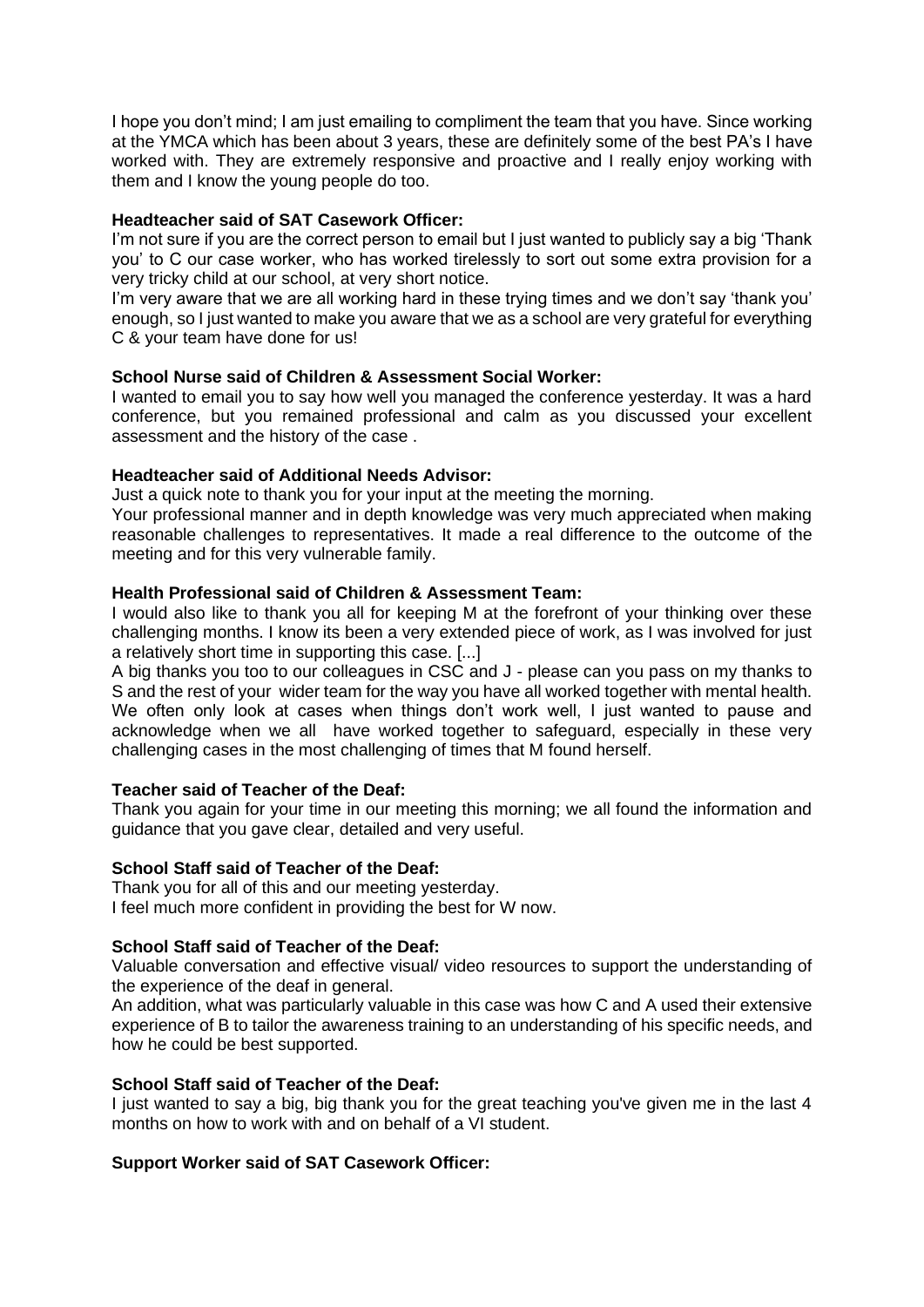I hope you don't mind; I am just emailing to compliment the team that you have. Since working at the YMCA which has been about 3 years, these are definitely some of the best PA's I have worked with. They are extremely responsive and proactive and I really enjoy working with them and I know the young people do too.

**Headteacher said of SAT Casework Officer:**

I'm not sure if you are the correct person to email but I just wanted to publicly say a big 'Thank you' to C our case worker, who has worked tirelessly to sort out some extra provision for a very tricky child at our school, at very short notice.

I'm very aware that we are all working hard in these trying times and we don't say 'thank you' enough, so I just wanted to make you aware that we as a school are very grateful for everything C & your team have done for us!

**School Nurse said of Children & Assessment Social Worker:**

I wanted to email you to say how well you managed the conference yesterday. It was a hard conference, but you remained professional and calm as you discussed your excellent assessment and the history of the case .

**Headteacher said of Additional Needs Advisor:**

Just a quick note to thank you for your input at the meeting the morning.

Your professional manner and in depth knowledge was very much appreciated when making reasonable challenges to representatives. It made a real difference to the outcome of the meeting and for this very vulnerable family.

**Health Professional said of Children & Assessment Team:**

I would also like to thank you all for keeping M at the forefront of your thinking over these challenging months. I know its been a very extended piece of work, as I was involved for just a relatively short time in supporting this case. [...]

A big thanks you too to our colleagues in CSC and J - please can you pass on my thanks to S and the rest of your wider team for the way you have all worked together with mental health. We often only look at cases when things don't work well, I just wanted to pause and acknowledge when we all have worked together to safeguard, especially in these very challenging cases in the most challenging of times that M found herself.

**Teacher said of Teacher of the Deaf:**

Thank you again for your time in our meeting this morning; we all found the information and guidance that you gave clear, detailed and very useful.

**School Staff said of Teacher of the Deaf:**

Thank you for all of this and our meeting yesterday.

I feel much more confident in providing the best for W now.

**School Staff said of Teacher of the Deaf:**

Valuable conversation and effective visual/ video resources to support the understanding of the experience of the deaf in general.

An addition, what was particularly valuable in this case was how C and A used their extensive experience of B to tailor the awareness training to an understanding of his specific needs, and how he could be best supported.

**School Staff said of Teacher of the Deaf:**

I just wanted to say a big, big thank you for the great teaching you've given me in the last 4 months on how to work with and on behalf of a VI student.

**Support Worker said of SAT Casework Officer:**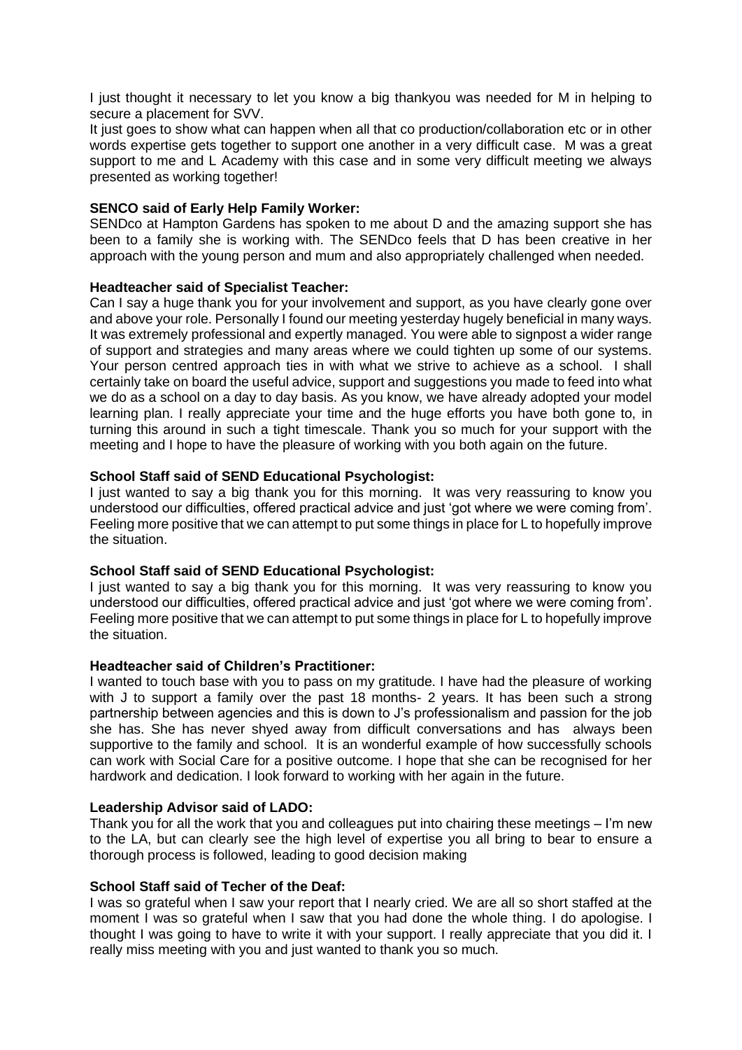I just thought it necessary to let you know a big thankyou was needed for M in helping to secure a placement for SVV.

It just goes to show what can happen when all that co production/collaboration etc or in other words expertise gets together to support one another in a very difficult case. M was a great support to me and L Academy with this case and in some very difficult meeting we always presented as working together!

**SENCO said of Early Help Family Worker:**

SENDco at Hampton Gardens has spoken to me about D and the amazing support she has been to a family she is working with. The SENDco feels that D has been creative in her approach with the young person and mum and also appropriately challenged when needed.

**Headteacher said of Specialist Teacher:**

Can I say a huge thank you for your involvement and support, as you have clearly gone over and above your role. Personally I found our meeting yesterday hugely beneficial in many ways. It was extremely professional and expertly managed. You were able to signpost a wider range of support and strategies and many areas where we could tighten up some of our systems. Your person centred approach ties in with what we strive to achieve as a school. I shall certainly take on board the useful advice, support and suggestions you made to feed into what we do as a school on a day to day basis. As you know, we have already adopted your model learning plan. I really appreciate your time and the huge efforts you have both gone to, in turning this around in such a tight timescale. Thank you so much for your support with the meeting and I hope to have the pleasure of working with you both again on the future.

**School Staff said of SEND Educational Psychologist:**

I just wanted to say a big thank you for this morning. It was very reassuring to know you understood our difficulties, offered practical advice and just 'got where we were coming from'. Feeling more positive that we can attempt to put some things in place for L to hopefully improve the situation.

**School Staff said of SEND Educational Psychologist:**

I just wanted to say a big thank you for this morning. It was very reassuring to know you understood our difficulties, offered practical advice and just 'got where we were coming from'. Feeling more positive that we can attempt to put some things in place for L to hopefully improve the situation.

**Headteacher said of Children's Practitioner:**

I wanted to touch base with you to pass on my gratitude. I have had the pleasure of working with J to support a family over the past 18 months- 2 years. It has been such a strong partnership between agencies and this is down to J's professionalism and passion for the job she has. She has never shyed away from difficult conversations and has always been supportive to the family and school. It is an wonderful example of how successfully schools can work with Social Care for a positive outcome. I hope that she can be recognised for her hardwork and dedication. I look forward to working with her again in the future.

**Leadership Advisor said of LADO:**

Thank you for all the work that you and colleagues put into chairing these meetings – I'm new to the LA, but can clearly see the high level of expertise you all bring to bear to ensure a thorough process is followed, leading to good decision making

**School Staff said of Techer of the Deaf:**

I was so grateful when I saw your report that I nearly cried. We are all so short staffed at the moment I was so grateful when I saw that you had done the whole thing. I do apologise. I thought I was going to have to write it with your support. I really appreciate that you did it. I really miss meeting with you and just wanted to thank you so much.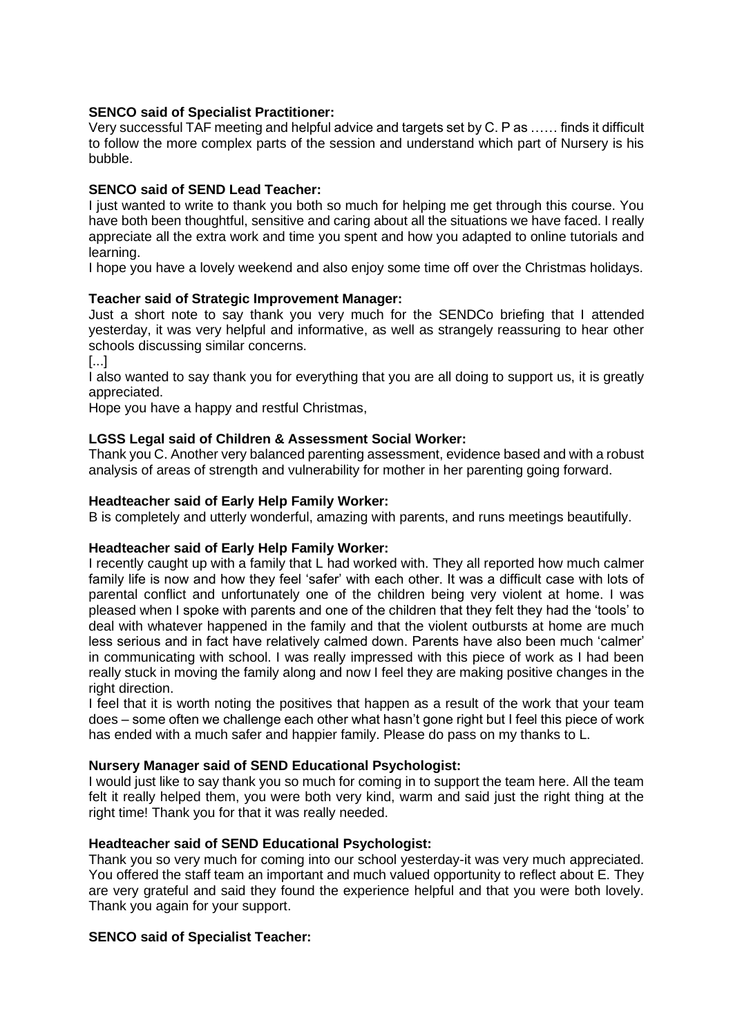**SENCO said of Specialist Practitioner:**
Very successful TAF meeting and helpful advice and targets set by C. P as …… finds it difficult to follow the more complex parts of the session and understand which part of Nursery is his bubble.

**SENCO said of SEND Lead Teacher:**
I just wanted to write to thank you both so much for helping me get through this course. You have both been thoughtful, sensitive and caring about all the situations we have faced. I really appreciate all the extra work and time you spent and how you adapted to online tutorials and learning.
I hope you have a lovely weekend and also enjoy some time off over the Christmas holidays.

**Teacher said of Strategic Improvement Manager:**
Just a short note to say thank you very much for the SENDCo briefing that I attended yesterday, it was very helpful and informative, as well as strangely reassuring to hear other schools discussing similar concerns.
[...]
I also wanted to say thank you for everything that you are all doing to support us, it is greatly appreciated.
Hope you have a happy and restful Christmas,

**LGSS Legal said of Children & Assessment Social Worker:**
Thank you C. Another very balanced parenting assessment, evidence based and with a robust analysis of areas of strength and vulnerability for mother in her parenting going forward.

**Headteacher said of Early Help Family Worker:**
B is completely and utterly wonderful, amazing with parents, and runs meetings beautifully.

**Headteacher said of Early Help Family Worker:**
I recently caught up with a family that L had worked with. They all reported how much calmer family life is now and how they feel 'safer' with each other. It was a difficult case with lots of parental conflict and unfortunately one of the children being very violent at home. I was pleased when I spoke with parents and one of the children that they felt they had the 'tools' to deal with whatever happened in the family and that the violent outbursts at home are much less serious and in fact have relatively calmed down. Parents have also been much 'calmer' in communicating with school. I was really impressed with this piece of work as I had been really stuck in moving the family along and now I feel they are making positive changes in the right direction.
I feel that it is worth noting the positives that happen as a result of the work that your team does – some often we challenge each other what hasn't gone right but I feel this piece of work has ended with a much safer and happier family. Please do pass on my thanks to L.

**Nursery Manager said of SEND Educational Psychologist:**
I would just like to say thank you so much for coming in to support the team here. All the team felt it really helped them, you were both very kind, warm and said just the right thing at the right time! Thank you for that it was really needed.

**Headteacher said of SEND Educational Psychologist:**
Thank you so very much for coming into our school yesterday-it was very much appreciated. You offered the staff team an important and much valued opportunity to reflect about E. They are very grateful and said they found the experience helpful and that you were both lovely. Thank you again for your support.

**SENCO said of Specialist Teacher:**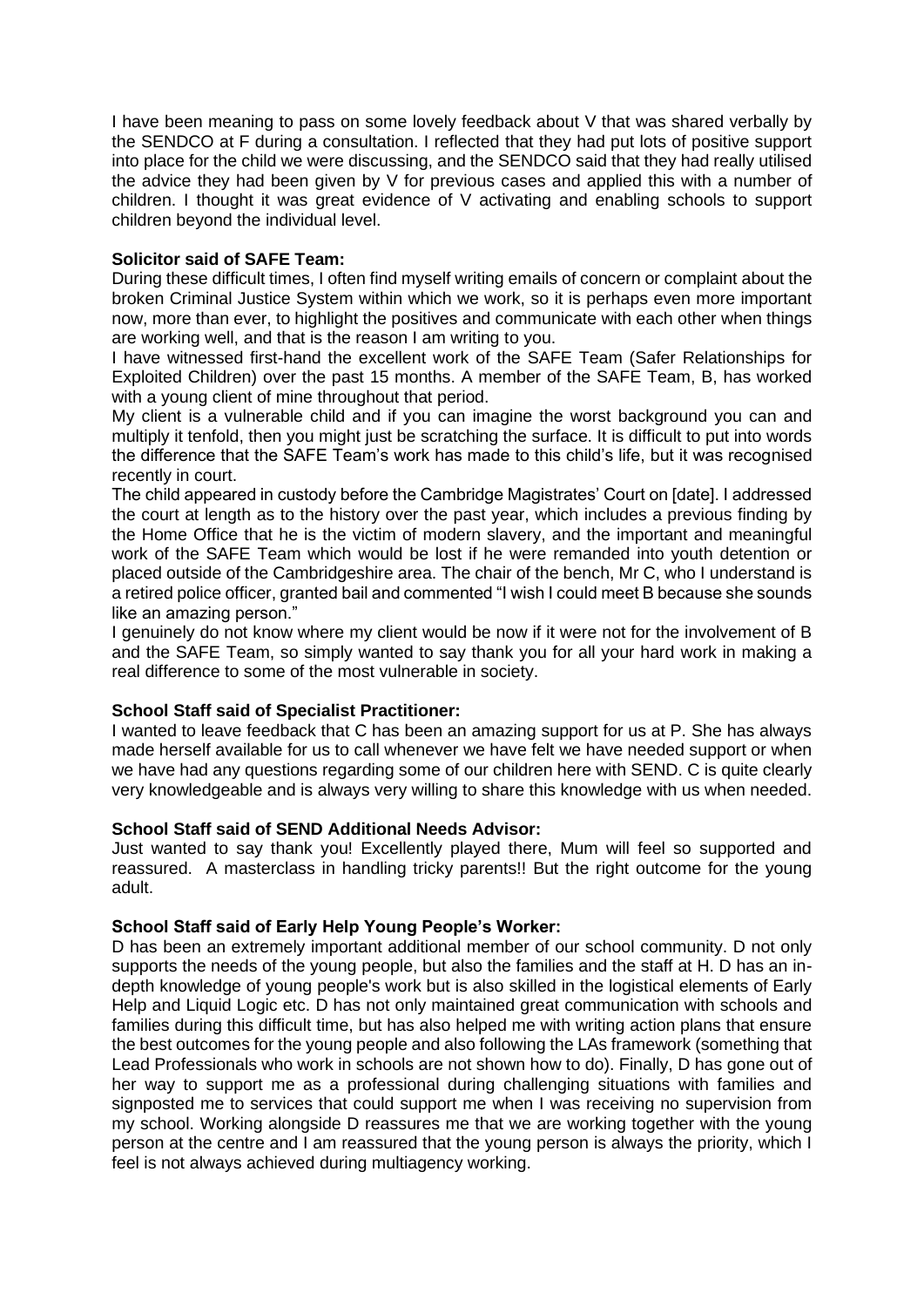I have been meaning to pass on some lovely feedback about V that was shared verbally by the SENDCO at F during a consultation. I reflected that they had put lots of positive support into place for the child we were discussing, and the SENDCO said that they had really utilised the advice they had been given by V for previous cases and applied this with a number of children. I thought it was great evidence of V activating and enabling schools to support children beyond the individual level.

**Solicitor said of SAFE Team:**

During these difficult times, I often find myself writing emails of concern or complaint about the broken Criminal Justice System within which we work, so it is perhaps even more important now, more than ever, to highlight the positives and communicate with each other when things are working well, and that is the reason I am writing to you.

I have witnessed first-hand the excellent work of the SAFE Team (Safer Relationships for Exploited Children) over the past 15 months. A member of the SAFE Team, B, has worked with a young client of mine throughout that period.

My client is a vulnerable child and if you can imagine the worst background you can and multiply it tenfold, then you might just be scratching the surface. It is difficult to put into words the difference that the SAFE Team's work has made to this child's life, but it was recognised recently in court.

The child appeared in custody before the Cambridge Magistrates' Court on [date]. I addressed the court at length as to the history over the past year, which includes a previous finding by the Home Office that he is the victim of modern slavery, and the important and meaningful work of the SAFE Team which would be lost if he were remanded into youth detention or placed outside of the Cambridgeshire area. The chair of the bench, Mr C, who I understand is a retired police officer, granted bail and commented "I wish I could meet B because she sounds like an amazing person."

I genuinely do not know where my client would be now if it were not for the involvement of B and the SAFE Team, so simply wanted to say thank you for all your hard work in making a real difference to some of the most vulnerable in society.

**School Staff said of Specialist Practitioner:**

I wanted to leave feedback that C has been an amazing support for us at P. She has always made herself available for us to call whenever we have felt we have needed support or when we have had any questions regarding some of our children here with SEND. C is quite clearly very knowledgeable and is always very willing to share this knowledge with us when needed.

**School Staff said of SEND Additional Needs Advisor:**

Just wanted to say thank you! Excellently played there, Mum will feel so supported and reassured. A masterclass in handling tricky parents!! But the right outcome for the young adult.

**School Staff said of Early Help Young People's Worker:**

D has been an extremely important additional member of our school community. D not only supports the needs of the young people, but also the families and the staff at H. D has an in-depth knowledge of young people's work but is also skilled in the logistical elements of Early Help and Liquid Logic etc. D has not only maintained great communication with schools and families during this difficult time, but has also helped me with writing action plans that ensure the best outcomes for the young people and also following the LAs framework (something that Lead Professionals who work in schools are not shown how to do). Finally, D has gone out of her way to support me as a professional during challenging situations with families and signposted me to services that could support me when I was receiving no supervision from my school. Working alongside D reassures me that we are working together with the young person at the centre and I am reassured that the young person is always the priority, which I feel is not always achieved during multiagency working.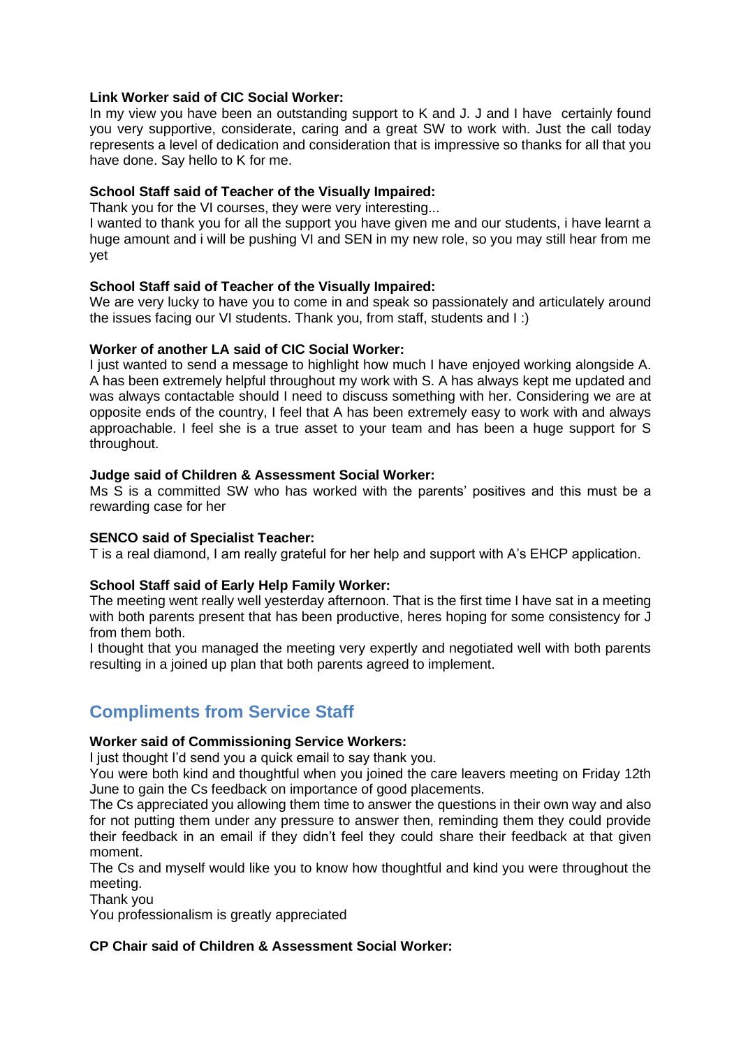**Link Worker said of CIC Social Worker:**
In my view you have been an outstanding support to K and J. J and I have certainly found you very supportive, considerate, caring and a great SW to work with. Just the call today represents a level of dedication and consideration that is impressive so thanks for all that you have done. Say hello to K for me.

**School Staff said of Teacher of the Visually Impaired:**
Thank you for the VI courses, they were very interesting...
I wanted to thank you for all the support you have given me and our students, i have learnt a huge amount and i will be pushing VI and SEN in my new role, so you may still hear from me yet

**School Staff said of Teacher of the Visually Impaired:**
We are very lucky to have you to come in and speak so passionately and articulately around the issues facing our VI students. Thank you, from staff, students and I :)

**Worker of another LA said of CIC Social Worker:**
I just wanted to send a message to highlight how much I have enjoyed working alongside A. A has been extremely helpful throughout my work with S. A has always kept me updated and was always contactable should I need to discuss something with her. Considering we are at opposite ends of the country, I feel that A has been extremely easy to work with and always approachable. I feel she is a true asset to your team and has been a huge support for S throughout.

**Judge said of Children & Assessment Social Worker:**
Ms S is a committed SW who has worked with the parents' positives and this must be a rewarding case for her

**SENCO said of Specialist Teacher:**
T is a real diamond, I am really grateful for her help and support with A's EHCP application.

**School Staff said of Early Help Family Worker:**
The meeting went really well yesterday afternoon. That is the first time I have sat in a meeting with both parents present that has been productive, heres hoping for some consistency for J from them both.
I thought that you managed the meeting very expertly and negotiated well with both parents resulting in a joined up plan that both parents agreed to implement.

## Compliments from Service Staff

**Worker said of Commissioning Service Workers:**
I just thought I'd send you a quick email to say thank you.
You were both kind and thoughtful when you joined the care leavers meeting on Friday 12th June to gain the Cs feedback on importance of good placements.
The Cs appreciated you allowing them time to answer the questions in their own way and also for not putting them under any pressure to answer then, reminding them they could provide their feedback in an email if they didn't feel they could share their feedback at that given moment.
The Cs and myself would like you to know how thoughtful and kind you were throughout the meeting.
Thank you
You professionalism is greatly appreciated

**CP Chair said of Children & Assessment Social Worker:**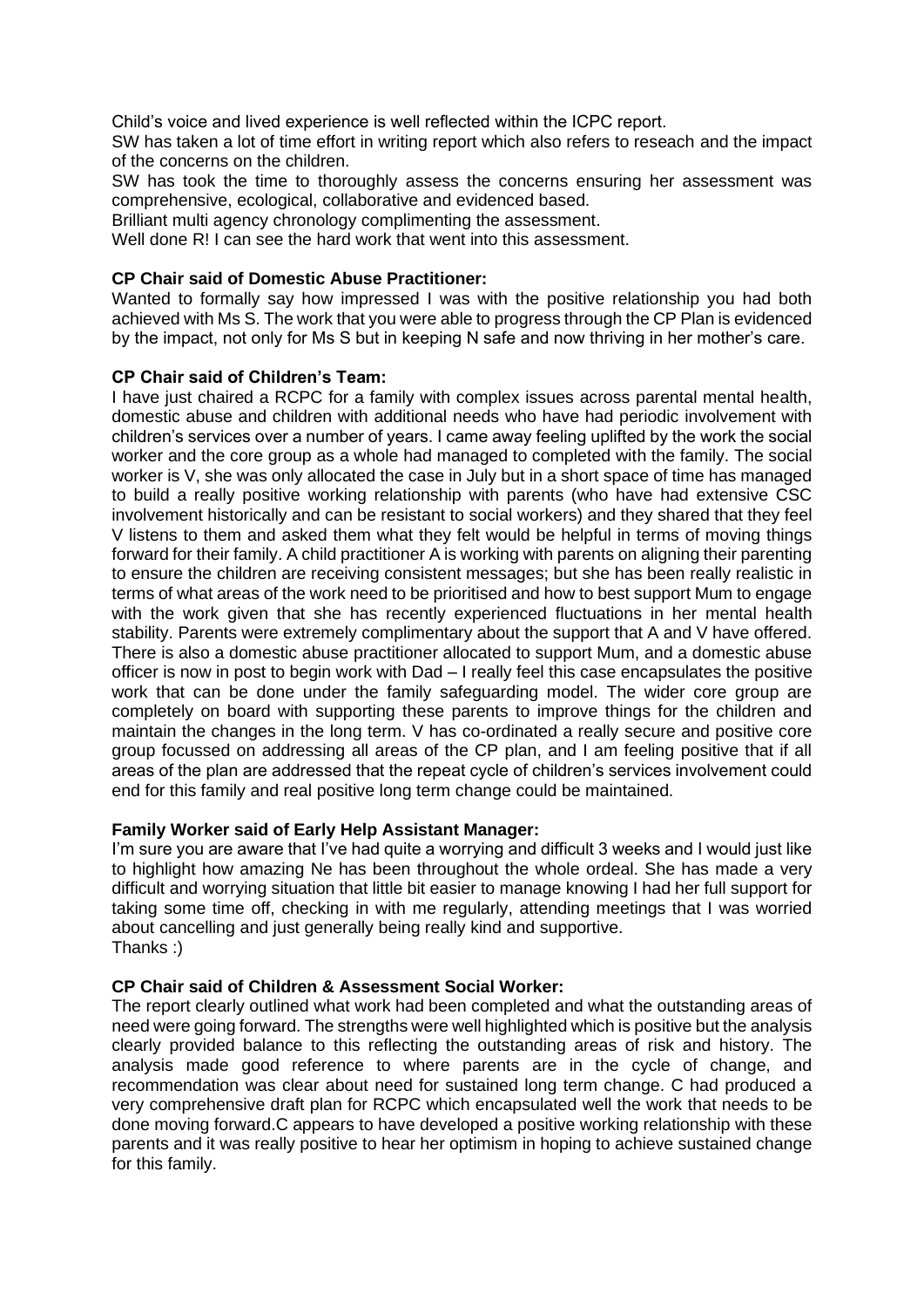Child's voice and lived experience is well reflected within the ICPC report.

SW has taken a lot of time effort in writing report which also refers to reseach and the impact of the concerns on the children.

SW has took the time to thoroughly assess the concerns ensuring her assessment was comprehensive, ecological, collaborative and evidenced based.

Brilliant multi agency chronology complimenting the assessment.

Well done R! I can see the hard work that went into this assessment.

**CP Chair said of Domestic Abuse Practitioner:**

Wanted to formally say how impressed I was with the positive relationship you had both achieved with Ms S. The work that you were able to progress through the CP Plan is evidenced by the impact, not only for Ms S but in keeping N safe and now thriving in her mother's care.

**CP Chair said of Children's Team:**

I have just chaired a RCPC for a family with complex issues across parental mental health, domestic abuse and children with additional needs who have had periodic involvement with children's services over a number of years. I came away feeling uplifted by the work the social worker and the core group as a whole had managed to completed with the family. The social worker is V, she was only allocated the case in July but in a short space of time has managed to build a really positive working relationship with parents (who have had extensive CSC involvement historically and can be resistant to social workers) and they shared that they feel V listens to them and asked them what they felt would be helpful in terms of moving things forward for their family. A child practitioner A is working with parents on aligning their parenting to ensure the children are receiving consistent messages; but she has been really realistic in terms of what areas of the work need to be prioritised and how to best support Mum to engage with the work given that she has recently experienced fluctuations in her mental health stability. Parents were extremely complimentary about the support that A and V have offered. There is also a domestic abuse practitioner allocated to support Mum, and a domestic abuse officer is now in post to begin work with Dad – I really feel this case encapsulates the positive work that can be done under the family safeguarding model. The wider core group are completely on board with supporting these parents to improve things for the children and maintain the changes in the long term. V has co-ordinated a really secure and positive core group focussed on addressing all areas of the CP plan, and I am feeling positive that if all areas of the plan are addressed that the repeat cycle of children's services involvement could end for this family and real positive long term change could be maintained.

**Family Worker said of Early Help Assistant Manager:**

I'm sure you are aware that I've had quite a worrying and difficult 3 weeks and I would just like to highlight how amazing Ne has been throughout the whole ordeal. She has made a very difficult and worrying situation that little bit easier to manage knowing I had her full support for taking some time off, checking in with me regularly, attending meetings that I was worried about cancelling and just generally being really kind and supportive.

Thanks :)

**CP Chair said of Children & Assessment Social Worker:**

The report clearly outlined what work had been completed and what the outstanding areas of need were going forward. The strengths were well highlighted which is positive but the analysis clearly provided balance to this reflecting the outstanding areas of risk and history. The analysis made good reference to where parents are in the cycle of change, and recommendation was clear about need for sustained long term change. C had produced a very comprehensive draft plan for RCPC which encapsulated well the work that needs to be done moving forward.C appears to have developed a positive working relationship with these parents and it was really positive to hear her optimism in hoping to achieve sustained change for this family.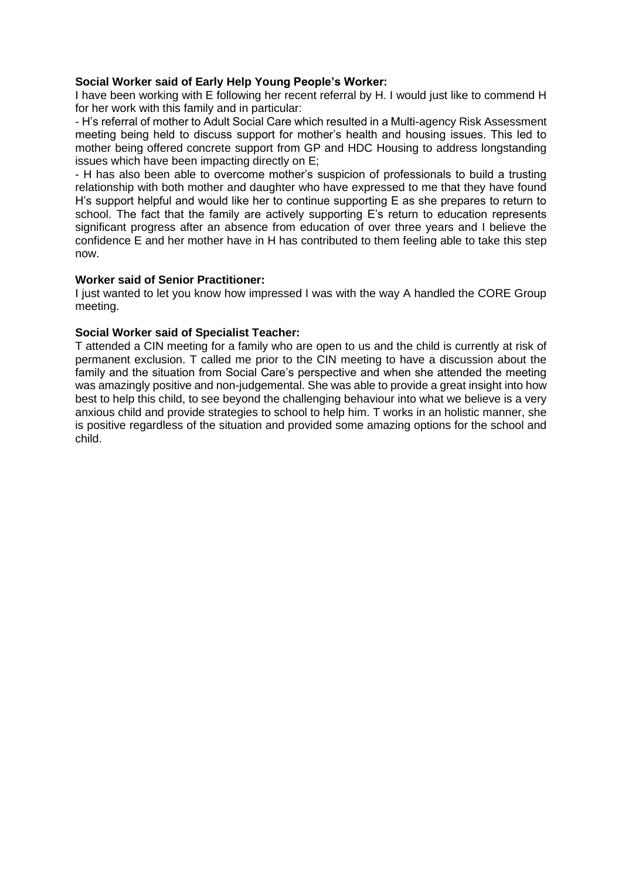**Social Worker said of Early Help Young People's Worker:**

I have been working with E following her recent referral by H. I would just like to commend H for her work with this family and in particular:

- H's referral of mother to Adult Social Care which resulted in a Multi-agency Risk Assessment meeting being held to discuss support for mother's health and housing issues. This led to mother being offered concrete support from GP and HDC Housing to address longstanding issues which have been impacting directly on E;
- H has also been able to overcome mother's suspicion of professionals to build a trusting relationship with both mother and daughter who have expressed to me that they have found H's support helpful and would like her to continue supporting E as she prepares to return to school. The fact that the family are actively supporting E's return to education represents significant progress after an absence from education of over three years and I believe the confidence E and her mother have in H has contributed to them feeling able to take this step now.

**Worker said of Senior Practitioner:**

I just wanted to let you know how impressed I was with the way A handled the CORE Group meeting.

**Social Worker said of Specialist Teacher:**

T attended a CIN meeting for a family who are open to us and the child is currently at risk of permanent exclusion. T called me prior to the CIN meeting to have a discussion about the family and the situation from Social Care's perspective and when she attended the meeting was amazingly positive and non-judgemental. She was able to provide a great insight into how best to help this child, to see beyond the challenging behaviour into what we believe is a very anxious child and provide strategies to school to help him. T works in an holistic manner, she is positive regardless of the situation and provided some amazing options for the school and child.